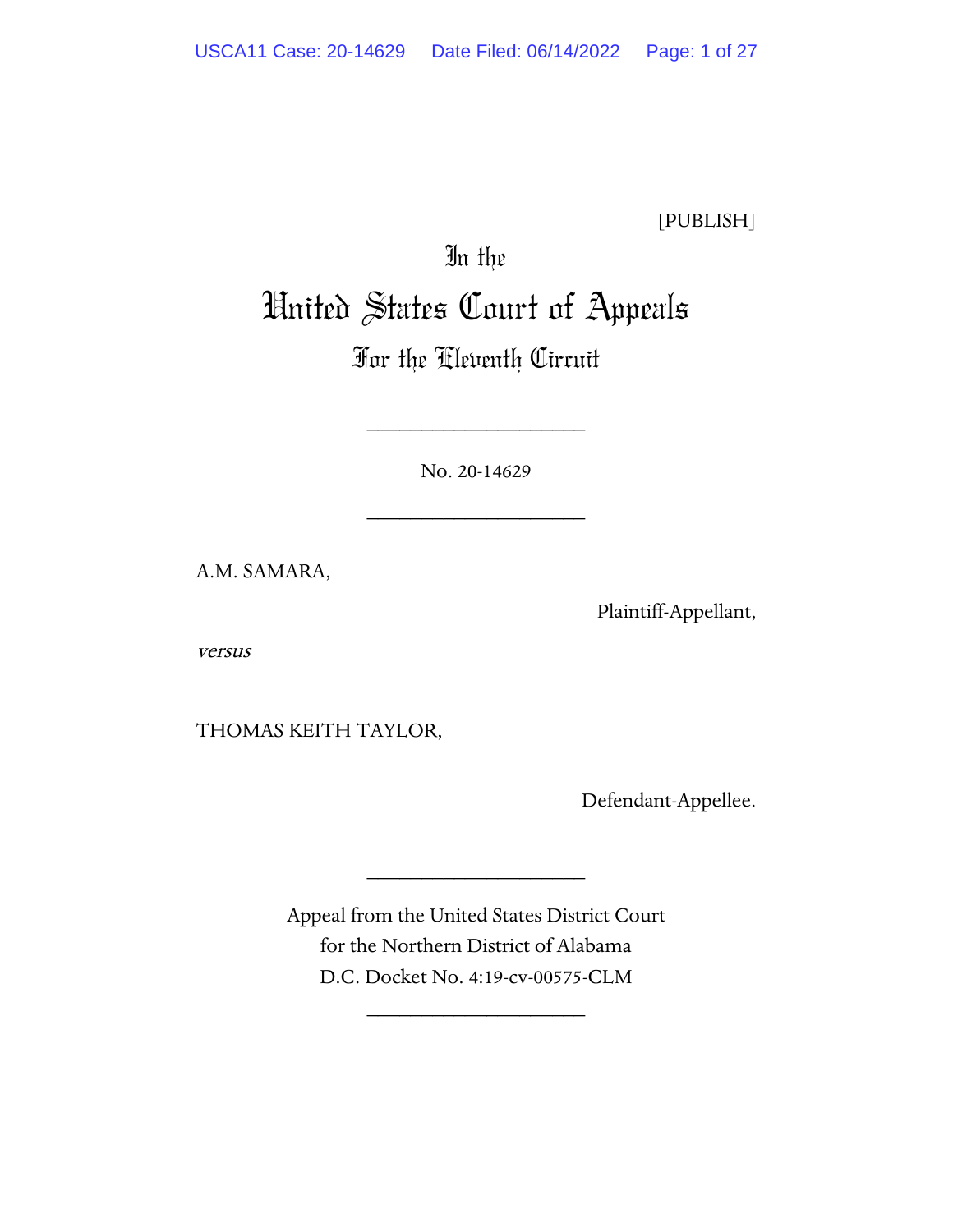[PUBLISH]

# In the United States Court of Appeals For the Eleventh Circuit

---

No. 20-14629

---

A.M. SAMARA,

Plaintiff-Appellant,

*versus*

THOMAS KEITH TAYLOR,

Defendant-Appellee.

---

Appeal from the United States District Court
for the Northern District of Alabama
D.C. Docket No. 4:19-cv-00575-CLM

---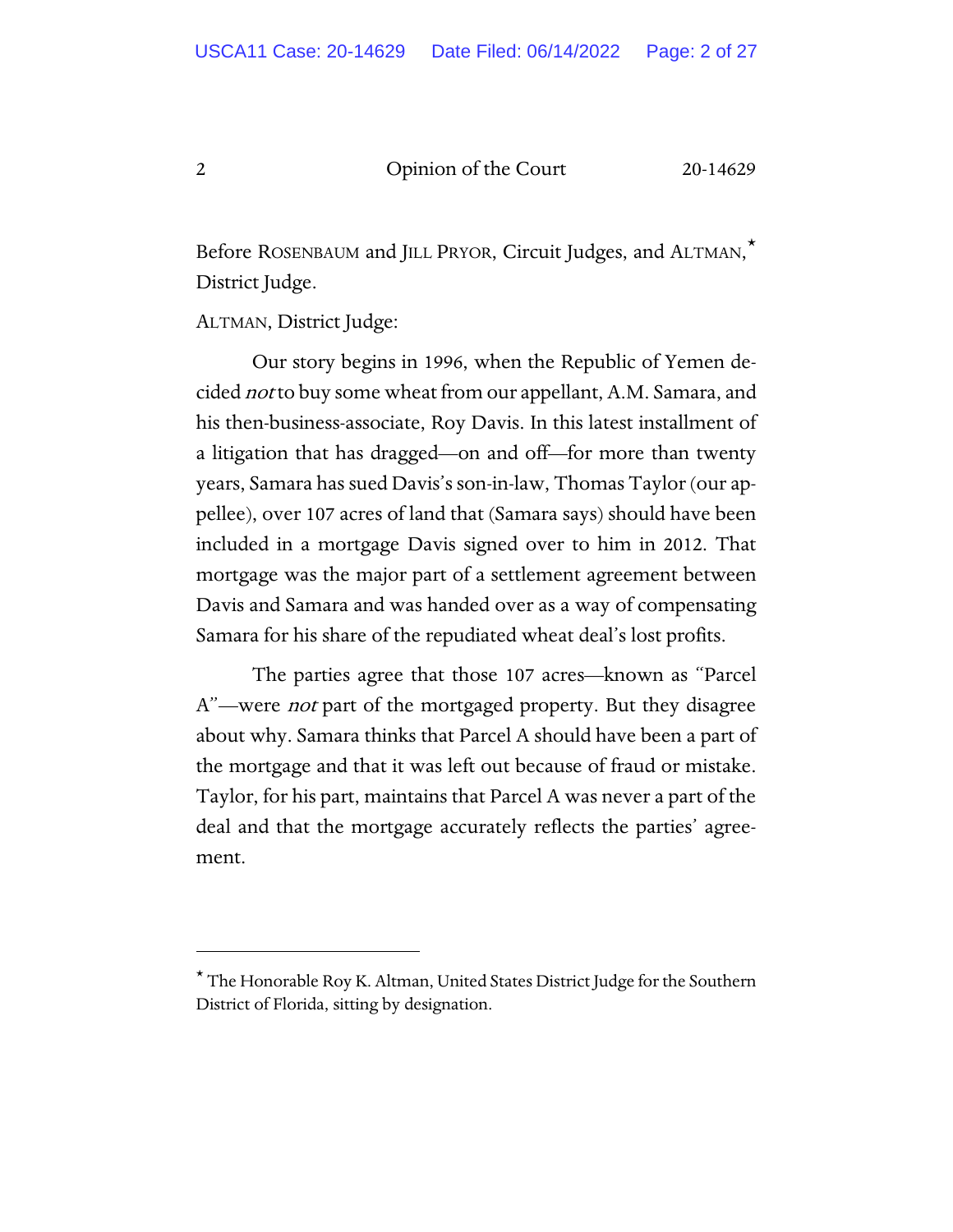Before ROSENBAUM and JILL PRYOR, Circuit Judges, and ALTMAN,* District Judge.

ALTMAN, District Judge:

Our story begins in 1996, when the Republic of Yemen decided *not* to buy some wheat from our appellant, A.M. Samara, and his then-business-associate, Roy Davis. In this latest installment of a litigation that has dragged—on and off—for more than twenty years, Samara has sued Davis's son-in-law, Thomas Taylor (our appellee), over 107 acres of land that (Samara says) should have been included in a mortgage Davis signed over to him in 2012. That mortgage was the major part of a settlement agreement between Davis and Samara and was handed over as a way of compensating Samara for his share of the repudiated wheat deal's lost profits.

The parties agree that those 107 acres—known as "Parcel A"—were *not* part of the mortgaged property. But they disagree about why. Samara thinks that Parcel A should have been a part of the mortgage and that it was left out because of fraud or mistake. Taylor, for his part, maintains that Parcel A was never a part of the deal and that the mortgage accurately reflects the parties' agreement.

---

* The Honorable Roy K. Altman, United States District Judge for the Southern District of Florida, sitting by designation.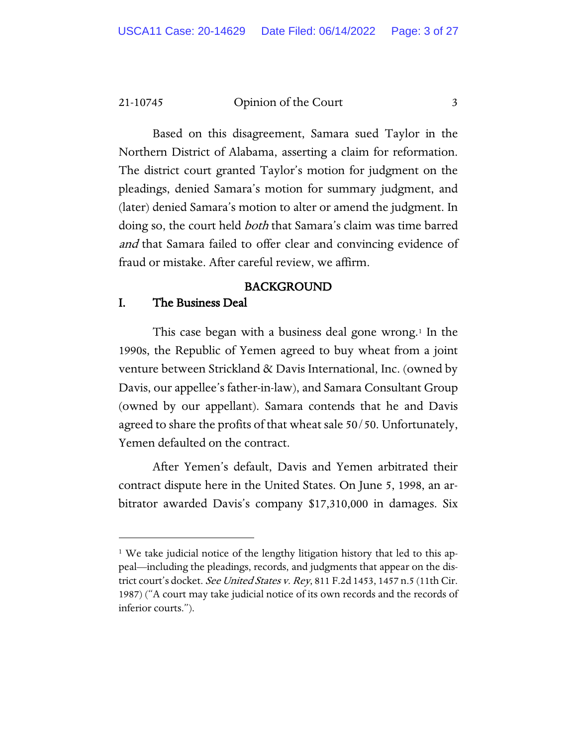Based on this disagreement, Samara sued Taylor in the Northern District of Alabama, asserting a claim for reformation. The district court granted Taylor's motion for judgment on the pleadings, denied Samara's motion for summary judgment, and (later) denied Samara's motion to alter or amend the judgment. In doing so, the court held *both* that Samara's claim was time barred *and* that Samara failed to offer clear and convincing evidence of fraud or mistake. After careful review, we affirm.

## BACKGROUND

### I. The Business Deal

This case began with a business deal gone wrong.[1] In the 1990s, the Republic of Yemen agreed to buy wheat from a joint venture between Strickland & Davis International, Inc. (owned by Davis, our appellee's father-in-law), and Samara Consultant Group (owned by our appellant). Samara contends that he and Davis agreed to share the profits of that wheat sale 50/50. Unfortunately, Yemen defaulted on the contract.

After Yemen's default, Davis and Yemen arbitrated their contract dispute here in the United States. On June 5, 1998, an arbitrator awarded Davis's company $17,310,000 in damages. Six

---

[1] We take judicial notice of the lengthy litigation history that led to this appeal—including the pleadings, records, and judgments that appear on the district court's docket. *See United States v. Rey*, 811 F.2d 1453, 1457 n.5 (11th Cir. 1987) ("A court may take judicial notice of its own records and the records of inferior courts.").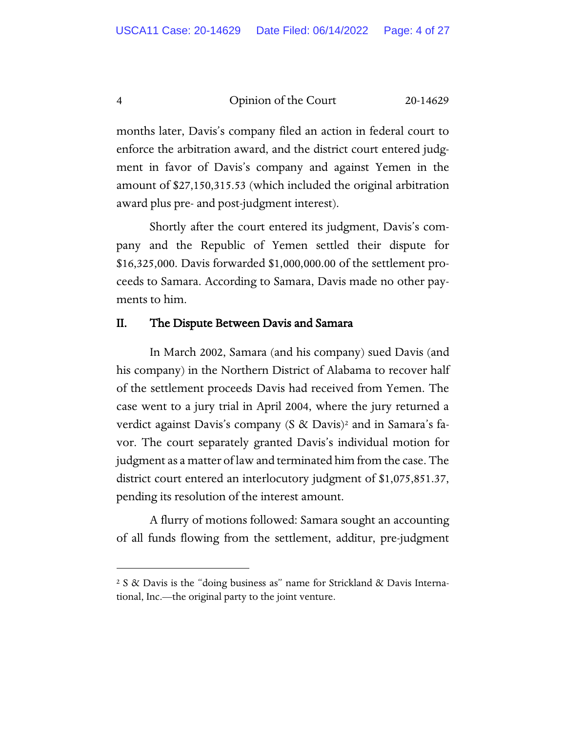months later, Davis's company filed an action in federal court to enforce the arbitration award, and the district court entered judgment in favor of Davis's company and against Yemen in the amount of $27,150,315.53 (which included the original arbitration award plus pre- and post-judgment interest).

Shortly after the court entered its judgment, Davis's company and the Republic of Yemen settled their dispute for $16,325,000. Davis forwarded $1,000,000.00 of the settlement proceeds to Samara. According to Samara, Davis made no other payments to him.

## II. The Dispute Between Davis and Samara

In March 2002, Samara (and his company) sued Davis (and his company) in the Northern District of Alabama to recover half of the settlement proceeds Davis had received from Yemen. The case went to a jury trial in April 2004, where the jury returned a verdict against Davis's company (S & Davis)[2] and in Samara's favor. The court separately granted Davis's individual motion for judgment as a matter of law and terminated him from the case. The district court entered an interlocutory judgment of $1,075,851.37, pending its resolution of the interest amount.

A flurry of motions followed: Samara sought an accounting of all funds flowing from the settlement, additur, pre-judgment

---

[2] S & Davis is the "doing business as" name for Strickland & Davis International, Inc.—the original party to the joint venture.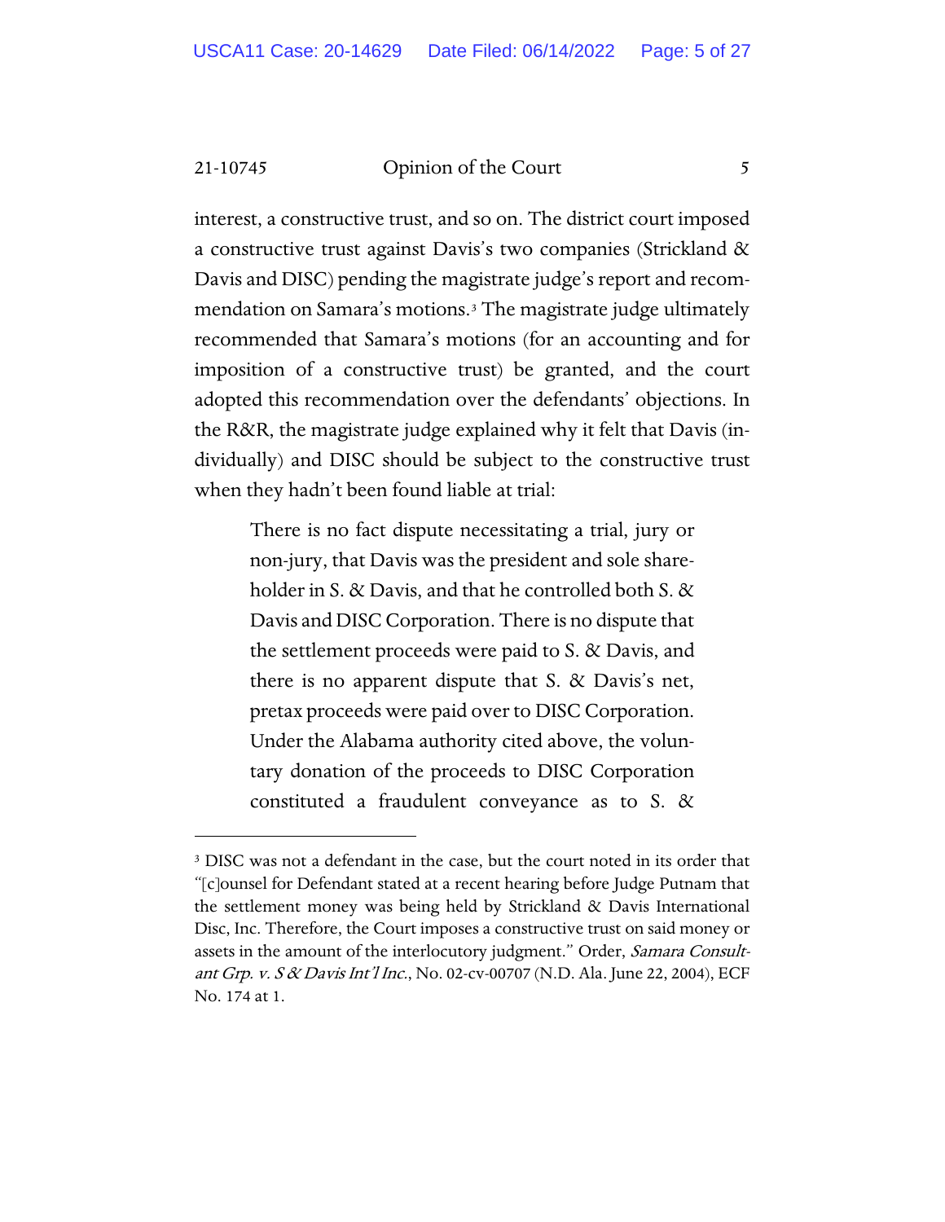interest, a constructive trust, and so on. The district court imposed a constructive trust against Davis's two companies (Strickland & Davis and DISC) pending the magistrate judge's report and recommendation on Samara's motions.[3] The magistrate judge ultimately recommended that Samara's motions (for an accounting and for imposition of a constructive trust) be granted, and the court adopted this recommendation over the defendants' objections. In the R&R, the magistrate judge explained why it felt that Davis (individually) and DISC should be subject to the constructive trust when they hadn't been found liable at trial:

> There is no fact dispute necessitating a trial, jury or non-jury, that Davis was the president and sole shareholder in S. & Davis, and that he controlled both S. & Davis and DISC Corporation. There is no dispute that the settlement proceeds were paid to S. & Davis, and there is no apparent dispute that S. & Davis's net, pretax proceeds were paid over to DISC Corporation. Under the Alabama authority cited above, the voluntary donation of the proceeds to DISC Corporation constituted a fraudulent conveyance as to S. &

---

[3] DISC was not a defendant in the case, but the court noted in its order that "[c]ounsel for Defendant stated at a recent hearing before Judge Putnam that the settlement money was being held by Strickland & Davis International Disc, Inc. Therefore, the Court imposes a constructive trust on said money or assets in the amount of the interlocutory judgment." Order, *Samara Consultant Grp. v. S & Davis Int'l Inc.*, No. 02-cv-00707 (N.D. Ala. June 22, 2004), ECF No. 174 at 1.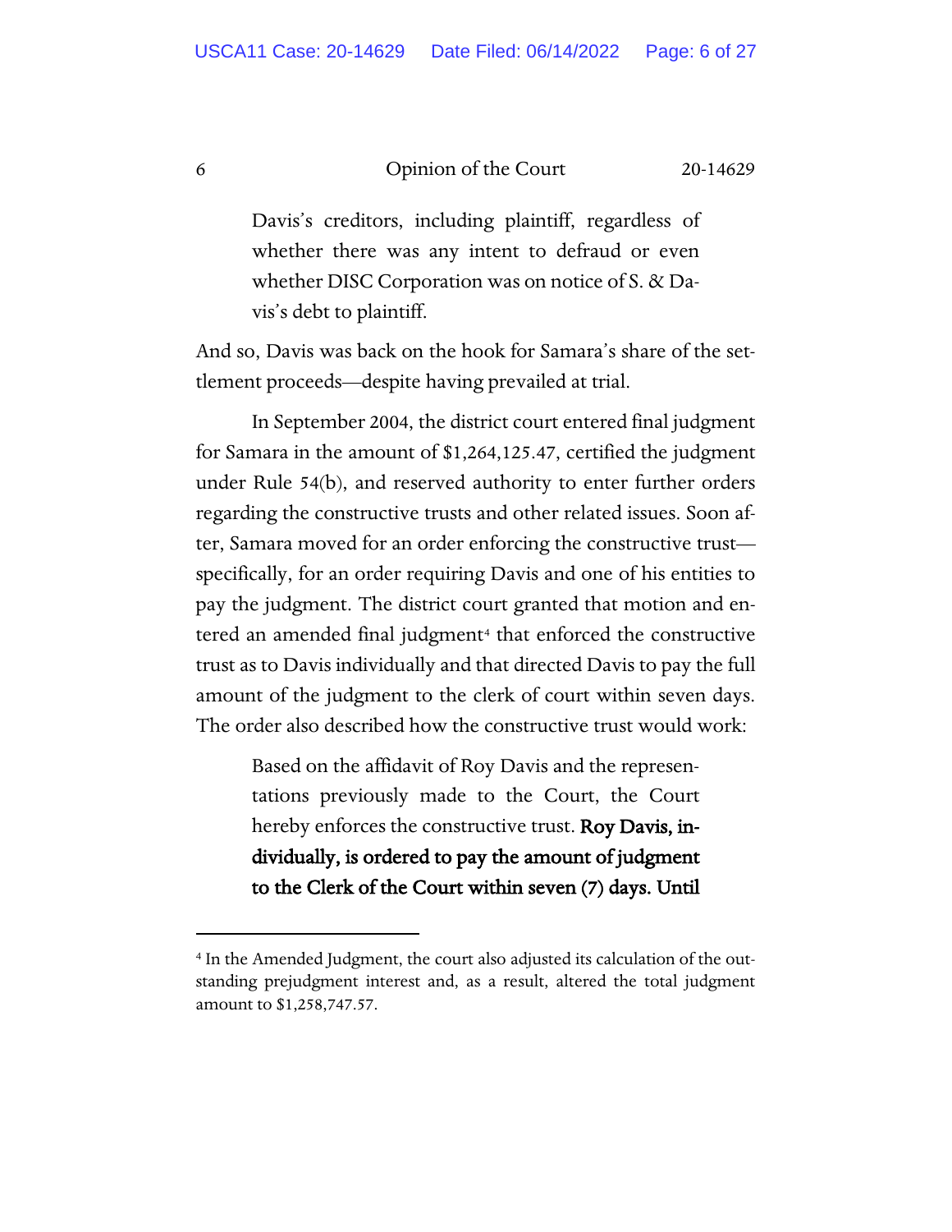> Davis's creditors, including plaintiff, regardless of whether there was any intent to defraud or even whether DISC Corporation was on notice of S. & Davis's debt to plaintiff.

And so, Davis was back on the hook for Samara's share of the settlement proceeds—despite having prevailed at trial.

In September 2004, the district court entered final judgment for Samara in the amount of $1,264,125.47, certified the judgment under Rule 54(b), and reserved authority to enter further orders regarding the constructive trusts and other related issues. Soon after, Samara moved for an order enforcing the constructive trust—specifically, for an order requiring Davis and one of his entities to pay the judgment. The district court granted that motion and entered an amended final judgment[4] that enforced the constructive trust as to Davis individually and that directed Davis to pay the full amount of the judgment to the clerk of court within seven days. The order also described how the constructive trust would work:

> Based on the affidavit of Roy Davis and the representations previously made to the Court, the Court hereby enforces the constructive trust. **Roy Davis, individually, is ordered to pay the amount of judgment to the Clerk of the Court within seven (7) days. Until**

[4] In the Amended Judgment, the court also adjusted its calculation of the outstanding prejudgment interest and, as a result, altered the total judgment amount to $1,258,747.57.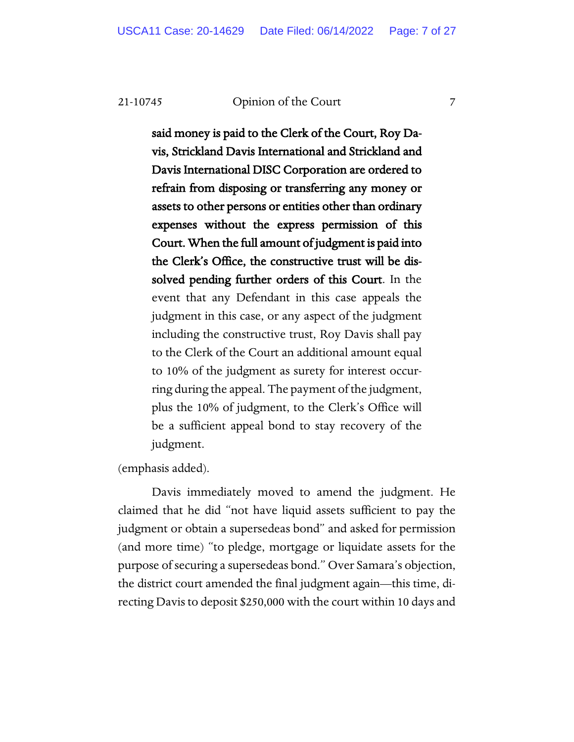> **said money is paid to the Clerk of the Court, Roy Davis, Strickland Davis International and Strickland and Davis International DISC Corporation are ordered to refrain from disposing or transferring any money or assets to other persons or entities other than ordinary expenses without the express permission of this Court. When the full amount of judgment is paid into the Clerk's Office, the constructive trust will be dissolved pending further orders of this Court**. In the event that any Defendant in this case appeals the judgment in this case, or any aspect of the judgment including the constructive trust, Roy Davis shall pay to the Clerk of the Court an additional amount equal to 10% of the judgment as surety for interest occurring during the appeal. The payment of the judgment, plus the 10% of judgment, to the Clerk's Office will be a sufficient appeal bond to stay recovery of the judgment.

(emphasis added).

Davis immediately moved to amend the judgment. He claimed that he did "not have liquid assets sufficient to pay the judgment or obtain a supersedeas bond" and asked for permission (and more time) "to pledge, mortgage or liquidate assets for the purpose of securing a supersedeas bond." Over Samara's objection, the district court amended the final judgment again—this time, directing Davis to deposit $250,000 with the court within 10 days and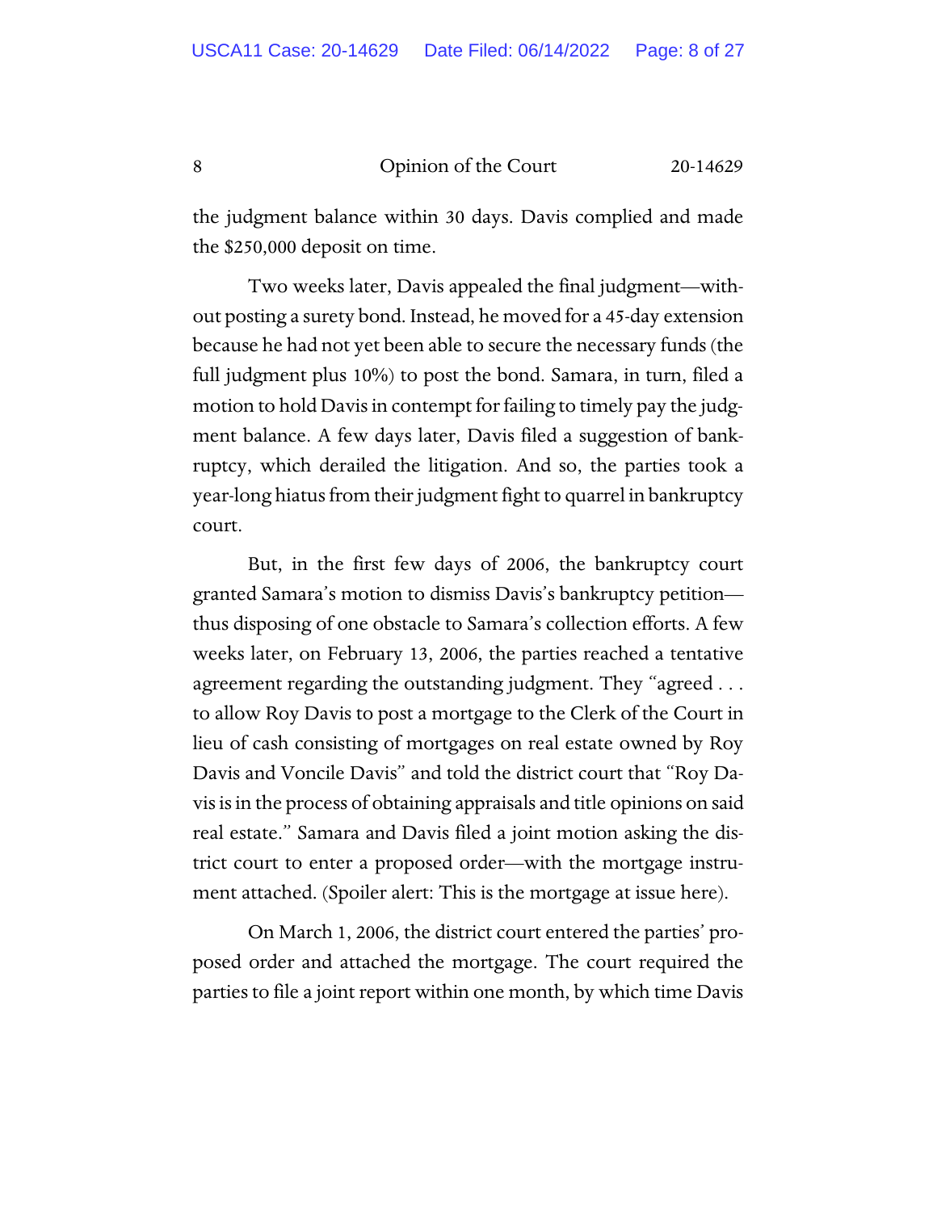the judgment balance within 30 days. Davis complied and made the $250,000 deposit on time.

Two weeks later, Davis appealed the final judgment—without posting a surety bond. Instead, he moved for a 45-day extension because he had not yet been able to secure the necessary funds (the full judgment plus 10%) to post the bond. Samara, in turn, filed a motion to hold Davis in contempt for failing to timely pay the judgment balance. A few days later, Davis filed a suggestion of bankruptcy, which derailed the litigation. And so, the parties took a year-long hiatus from their judgment fight to quarrel in bankruptcy court.

But, in the first few days of 2006, the bankruptcy court granted Samara's motion to dismiss Davis's bankruptcy petition—thus disposing of one obstacle to Samara's collection efforts. A few weeks later, on February 13, 2006, the parties reached a tentative agreement regarding the outstanding judgment. They "agreed . . . to allow Roy Davis to post a mortgage to the Clerk of the Court in lieu of cash consisting of mortgages on real estate owned by Roy Davis and Voncile Davis" and told the district court that "Roy Davis is in the process of obtaining appraisals and title opinions on said real estate." Samara and Davis filed a joint motion asking the district court to enter a proposed order—with the mortgage instrument attached. (Spoiler alert: This is the mortgage at issue here).

On March 1, 2006, the district court entered the parties' proposed order and attached the mortgage. The court required the parties to file a joint report within one month, by which time Davis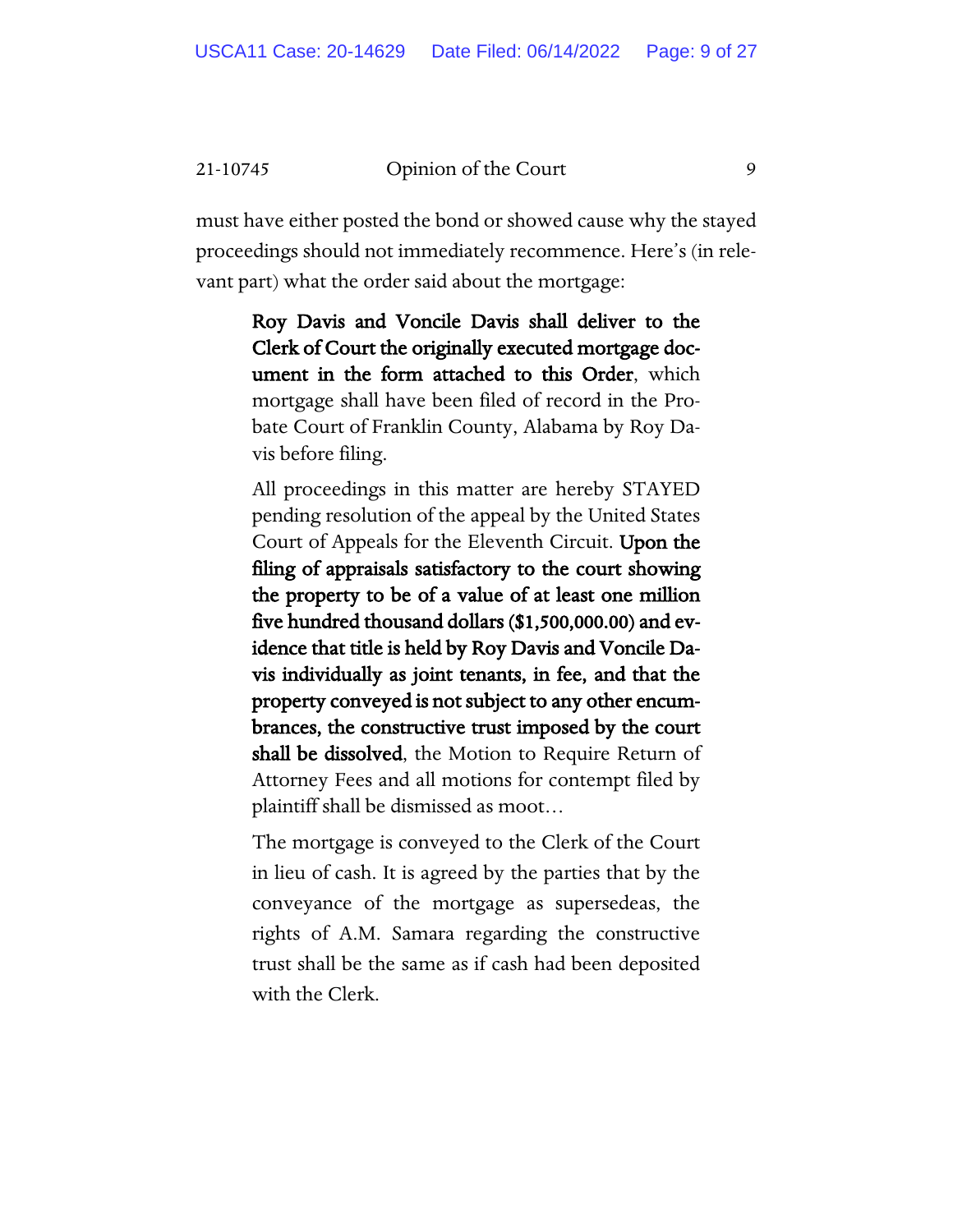must have either posted the bond or showed cause why the stayed proceedings should not immediately recommence. Here's (in relevant part) what the order said about the mortgage:

> **Roy Davis and Voncile Davis shall deliver to the Clerk of Court the originally executed mortgage document in the form attached to this Order**, which mortgage shall have been filed of record in the Probate Court of Franklin County, Alabama by Roy Davis before filing.
>
> All proceedings in this matter are hereby STAYED pending resolution of the appeal by the United States Court of Appeals for the Eleventh Circuit. **Upon the filing of appraisals satisfactory to the court showing the property to be of a value of at least one million five hundred thousand dollars ($1,500,000.00) and evidence that title is held by Roy Davis and Voncile Davis individually as joint tenants, in fee, and that the property conveyed is not subject to any other encumbrances, the constructive trust imposed by the court shall be dissolved**, the Motion to Require Return of Attorney Fees and all motions for contempt filed by plaintiff shall be dismissed as moot…
>
> The mortgage is conveyed to the Clerk of the Court in lieu of cash. It is agreed by the parties that by the conveyance of the mortgage as supersedeas, the rights of A.M. Samara regarding the constructive trust shall be the same as if cash had been deposited with the Clerk.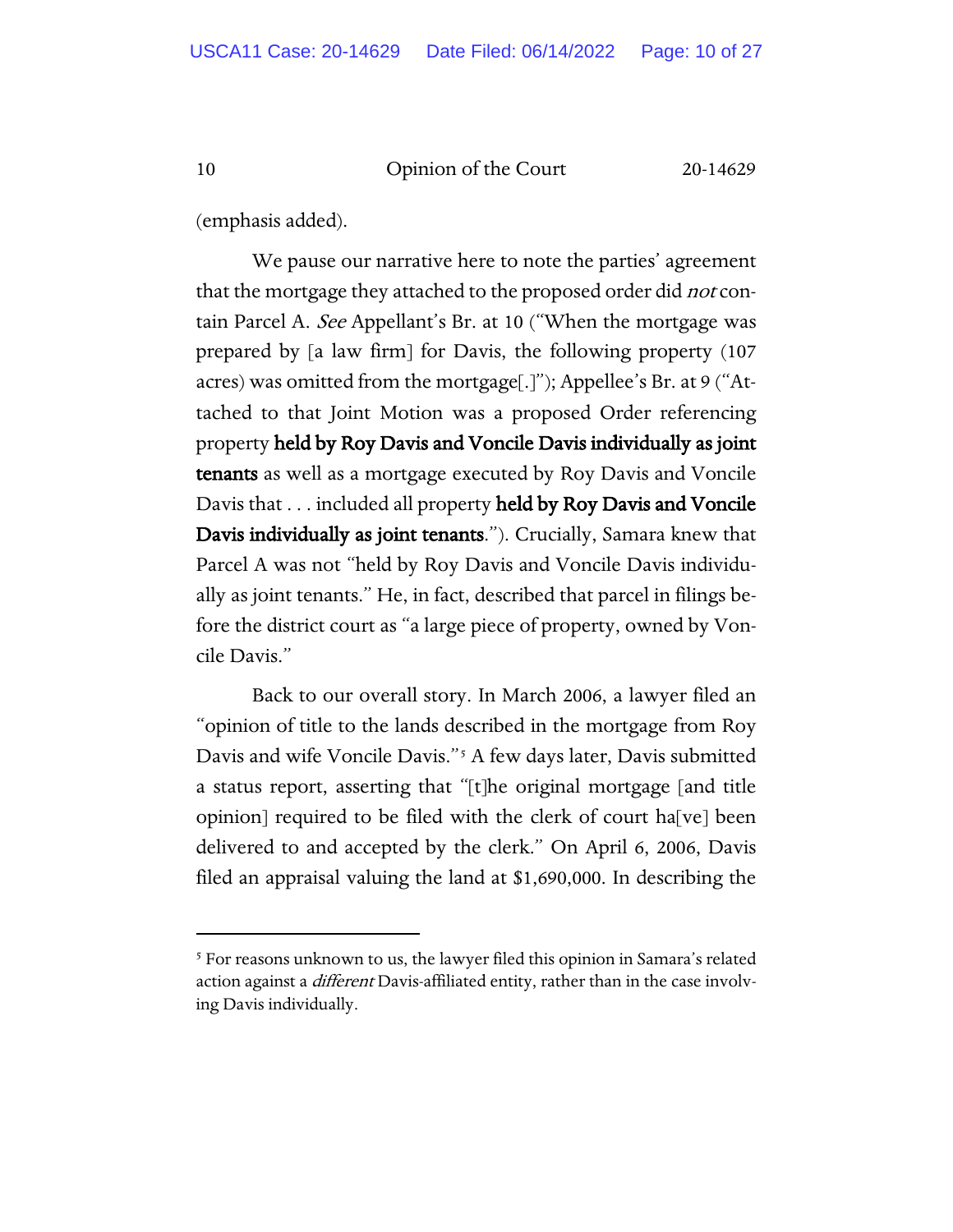(emphasis added).

We pause our narrative here to note the parties' agreement that the mortgage they attached to the proposed order did *not* contain Parcel A. *See* Appellant's Br. at 10 ("When the mortgage was prepared by [a law firm] for Davis, the following property (107 acres) was omitted from the mortgage[.]"); Appellee's Br. at 9 ("Attached to that Joint Motion was a proposed Order referencing property **held by Roy Davis and Voncile Davis individually as joint tenants** as well as a mortgage executed by Roy Davis and Voncile Davis that . . . included all property **held by Roy Davis and Voncile Davis individually as joint tenants**."). Crucially, Samara knew that Parcel A was not "held by Roy Davis and Voncile Davis individually as joint tenants." He, in fact, described that parcel in filings before the district court as "a large piece of property, owned by Voncile Davis."

Back to our overall story. In March 2006, a lawyer filed an "opinion of title to the lands described in the mortgage from Roy Davis and wife Voncile Davis."[5] A few days later, Davis submitted a status report, asserting that "[t]he original mortgage [and title opinion] required to be filed with the clerk of court ha[ve] been delivered to and accepted by the clerk." On April 6, 2006, Davis filed an appraisal valuing the land at $1,690,000. In describing the

[5] For reasons unknown to us, the lawyer filed this opinion in Samara's related action against a *different* Davis-affiliated entity, rather than in the case involving Davis individually.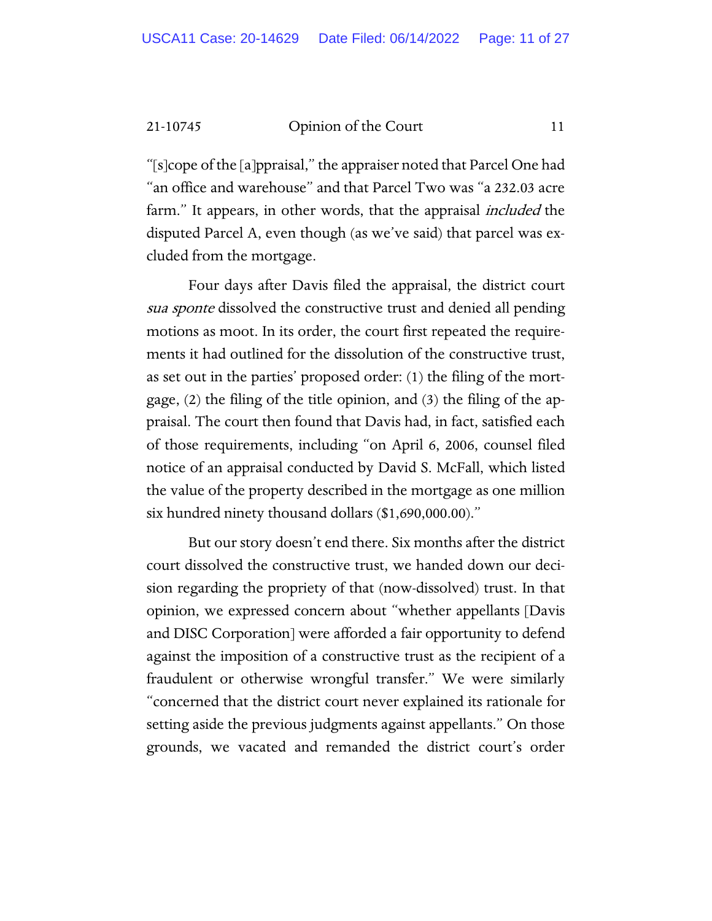"[s]cope of the [a]ppraisal," the appraiser noted that Parcel One had "an office and warehouse" and that Parcel Two was "a 232.03 acre farm." It appears, in other words, that the appraisal *included* the disputed Parcel A, even though (as we've said) that parcel was excluded from the mortgage.

Four days after Davis filed the appraisal, the district court *sua sponte* dissolved the constructive trust and denied all pending motions as moot. In its order, the court first repeated the requirements it had outlined for the dissolution of the constructive trust, as set out in the parties' proposed order: (1) the filing of the mortgage, (2) the filing of the title opinion, and (3) the filing of the appraisal. The court then found that Davis had, in fact, satisfied each of those requirements, including "on April 6, 2006, counsel filed notice of an appraisal conducted by David S. McFall, which listed the value of the property described in the mortgage as one million six hundred ninety thousand dollars ($1,690,000.00)."

But our story doesn't end there. Six months after the district court dissolved the constructive trust, we handed down our decision regarding the propriety of that (now-dissolved) trust. In that opinion, we expressed concern about "whether appellants [Davis and DISC Corporation] were afforded a fair opportunity to defend against the imposition of a constructive trust as the recipient of a fraudulent or otherwise wrongful transfer." We were similarly "concerned that the district court never explained its rationale for setting aside the previous judgments against appellants." On those grounds, we vacated and remanded the district court's order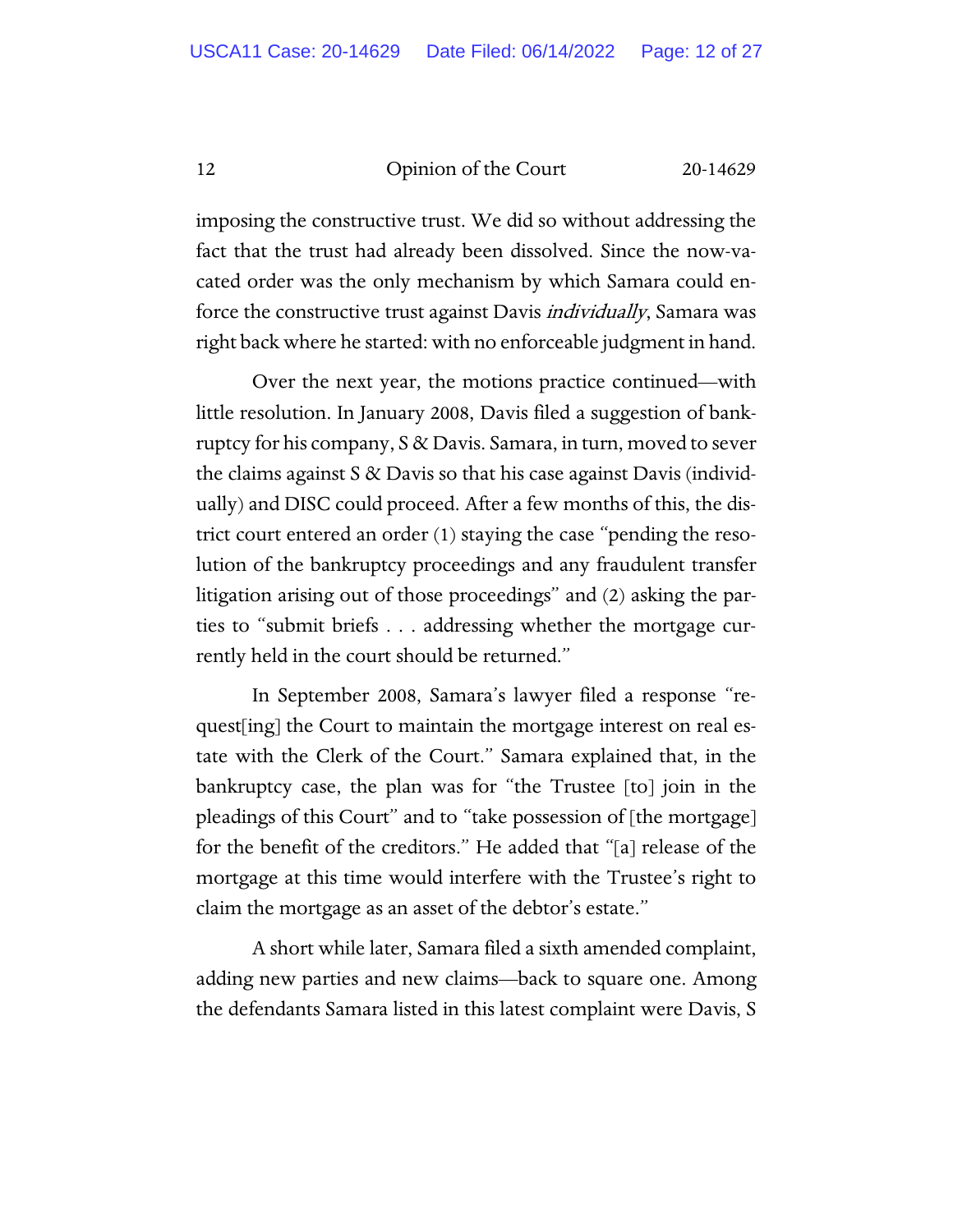imposing the constructive trust. We did so without addressing the fact that the trust had already been dissolved. Since the now-vacated order was the only mechanism by which Samara could enforce the constructive trust against Davis *individually*, Samara was right back where he started: with no enforceable judgment in hand.

Over the next year, the motions practice continued—with little resolution. In January 2008, Davis filed a suggestion of bankruptcy for his company, S & Davis. Samara, in turn, moved to sever the claims against S & Davis so that his case against Davis (individually) and DISC could proceed. After a few months of this, the district court entered an order (1) staying the case "pending the resolution of the bankruptcy proceedings and any fraudulent transfer litigation arising out of those proceedings" and (2) asking the parties to "submit briefs . . . addressing whether the mortgage currently held in the court should be returned."

In September 2008, Samara's lawyer filed a response "request[ing] the Court to maintain the mortgage interest on real estate with the Clerk of the Court." Samara explained that, in the bankruptcy case, the plan was for "the Trustee [to] join in the pleadings of this Court" and to "take possession of [the mortgage] for the benefit of the creditors." He added that "[a] release of the mortgage at this time would interfere with the Trustee's right to claim the mortgage as an asset of the debtor's estate."

A short while later, Samara filed a sixth amended complaint, adding new parties and new claims—back to square one. Among the defendants Samara listed in this latest complaint were Davis, S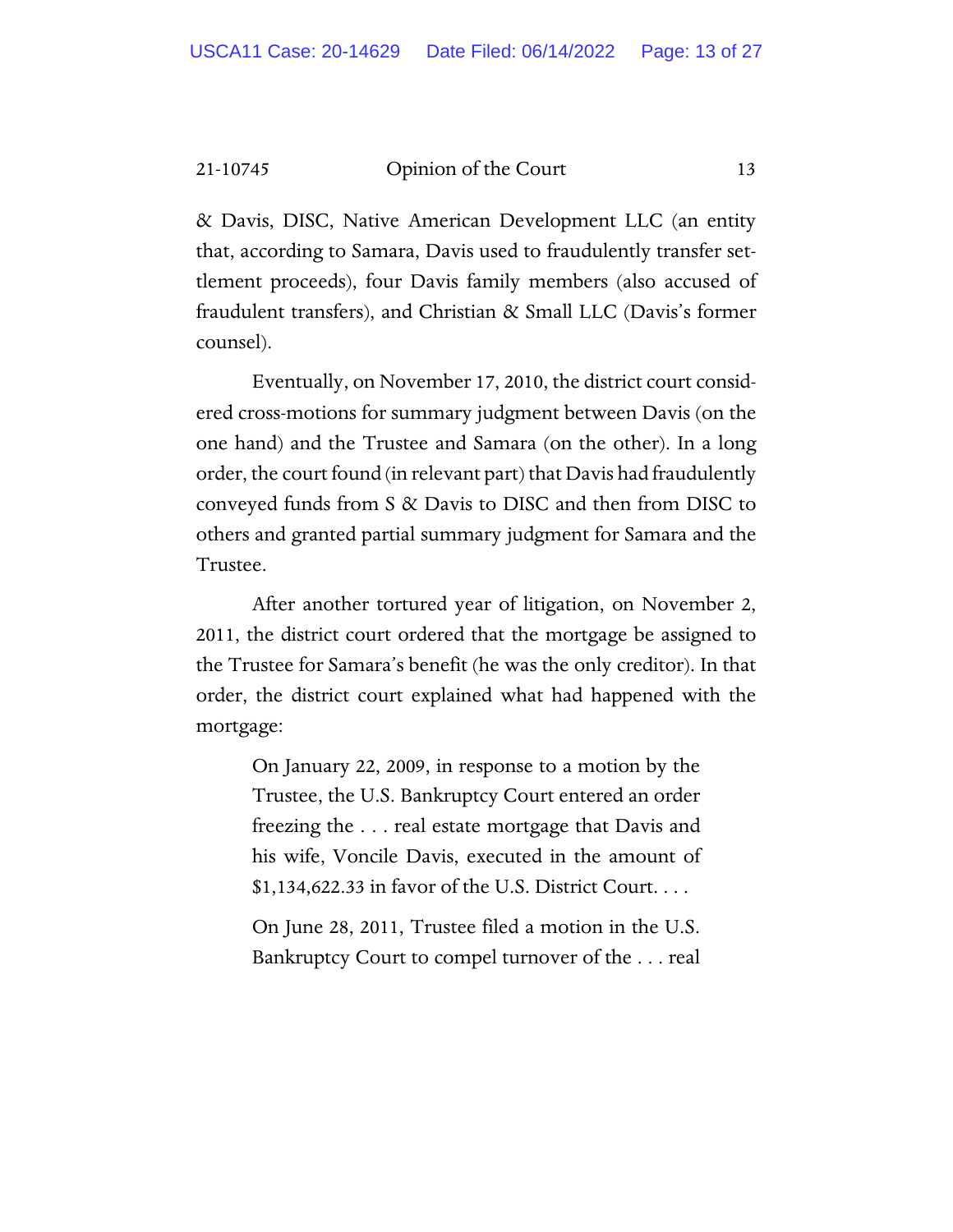& Davis, DISC, Native American Development LLC (an entity that, according to Samara, Davis used to fraudulently transfer settlement proceeds), four Davis family members (also accused of fraudulent transfers), and Christian & Small LLC (Davis's former counsel).

Eventually, on November 17, 2010, the district court considered cross-motions for summary judgment between Davis (on the one hand) and the Trustee and Samara (on the other). In a long order, the court found (in relevant part) that Davis had fraudulently conveyed funds from S & Davis to DISC and then from DISC to others and granted partial summary judgment for Samara and the Trustee.

After another tortured year of litigation, on November 2, 2011, the district court ordered that the mortgage be assigned to the Trustee for Samara's benefit (he was the only creditor). In that order, the district court explained what had happened with the mortgage:

> On January 22, 2009, in response to a motion by the Trustee, the U.S. Bankruptcy Court entered an order freezing the . . . real estate mortgage that Davis and his wife, Voncile Davis, executed in the amount of $1,134,622.33 in favor of the U.S. District Court. . . .
>
> On June 28, 2011, Trustee filed a motion in the U.S. Bankruptcy Court to compel turnover of the . . . real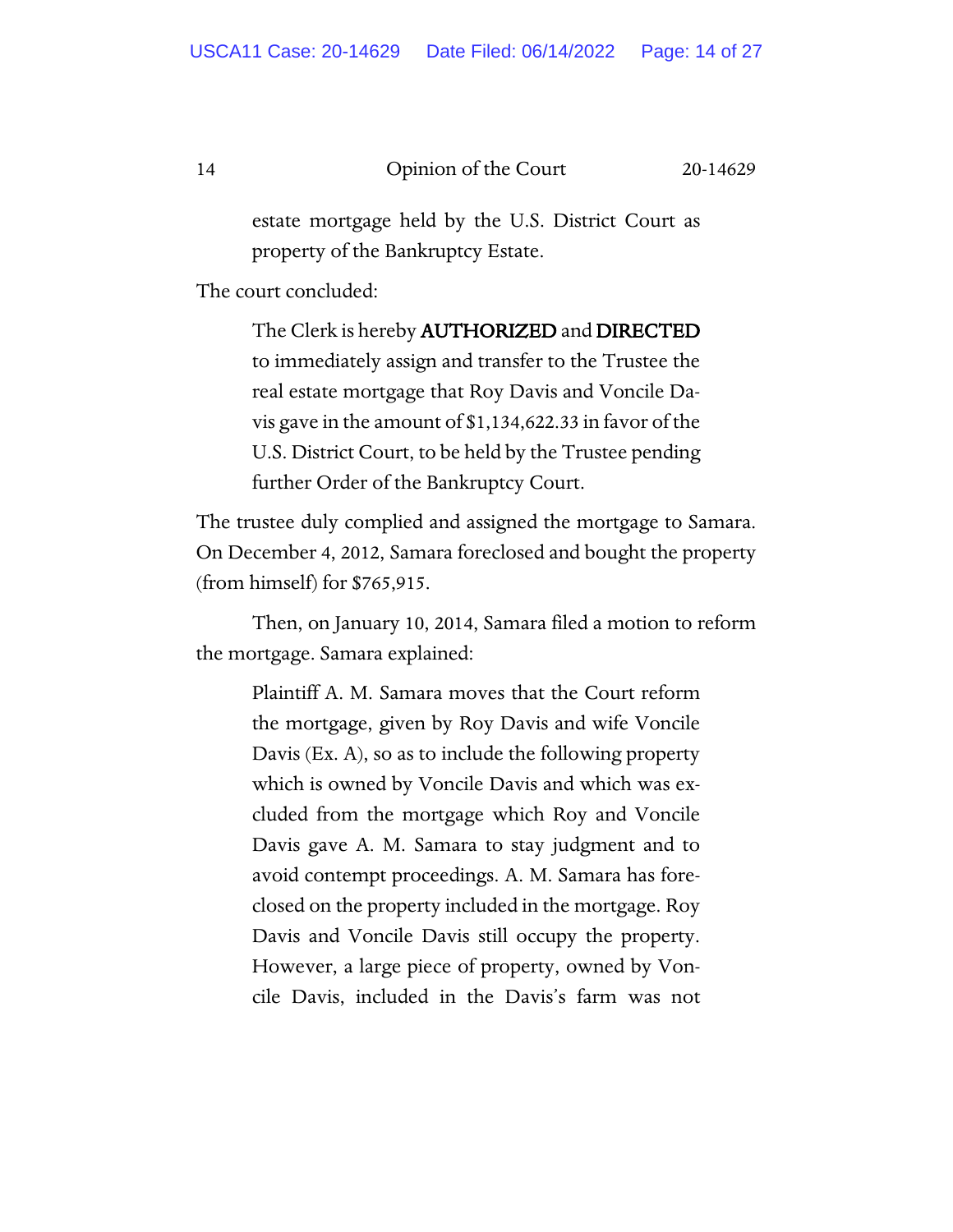> estate mortgage held by the U.S. District Court as property of the Bankruptcy Estate.

The court concluded:

> The Clerk is hereby **AUTHORIZED** and **DIRECTED** to immediately assign and transfer to the Trustee the real estate mortgage that Roy Davis and Voncile Davis gave in the amount of $1,134,622.33 in favor of the U.S. District Court, to be held by the Trustee pending further Order of the Bankruptcy Court.

The trustee duly complied and assigned the mortgage to Samara. On December 4, 2012, Samara foreclosed and bought the property (from himself) for $765,915.

Then, on January 10, 2014, Samara filed a motion to reform the mortgage. Samara explained:

> Plaintiff A. M. Samara moves that the Court reform the mortgage, given by Roy Davis and wife Voncile Davis (Ex. A), so as to include the following property which is owned by Voncile Davis and which was excluded from the mortgage which Roy and Voncile Davis gave A. M. Samara to stay judgment and to avoid contempt proceedings. A. M. Samara has foreclosed on the property included in the mortgage. Roy Davis and Voncile Davis still occupy the property. However, a large piece of property, owned by Voncile Davis, included in the Davis's farm was not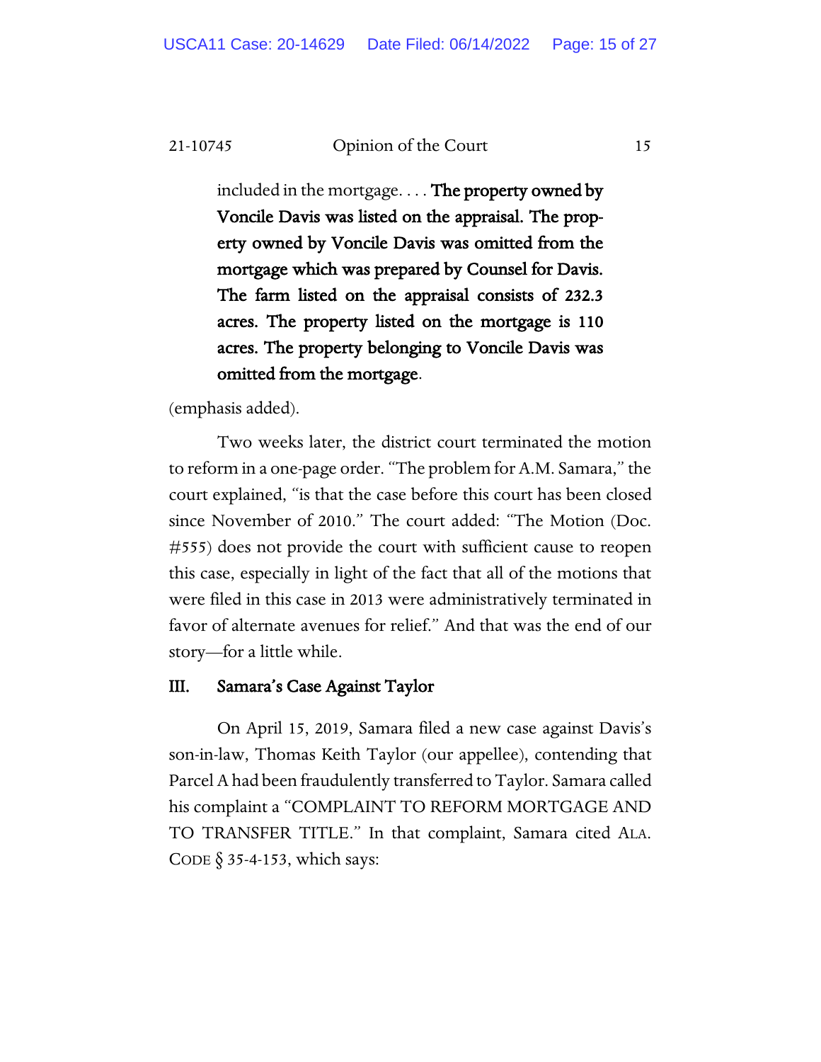> included in the mortgage. . . . **The property owned by Voncile Davis was listed on the appraisal. The property owned by Voncile Davis was omitted from the mortgage which was prepared by Counsel for Davis. The farm listed on the appraisal consists of 232.3 acres. The property listed on the mortgage is 110 acres. The property belonging to Voncile Davis was omitted from the mortgage**.

(emphasis added).

Two weeks later, the district court terminated the motion to reform in a one-page order. "The problem for A.M. Samara," the court explained, "is that the case before this court has been closed since November of 2010." The court added: "The Motion (Doc. #555) does not provide the court with sufficient cause to reopen this case, especially in light of the fact that all of the motions that were filed in this case in 2013 were administratively terminated in favor of alternate avenues for relief." And that was the end of our story—for a little while.

### III. Samara's Case Against Taylor

On April 15, 2019, Samara filed a new case against Davis's son-in-law, Thomas Keith Taylor (our appellee), contending that Parcel A had been fraudulently transferred to Taylor. Samara called his complaint a "COMPLAINT TO REFORM MORTGAGE AND TO TRANSFER TITLE." In that complaint, Samara cited ALA. CODE § 35-4-153, which says: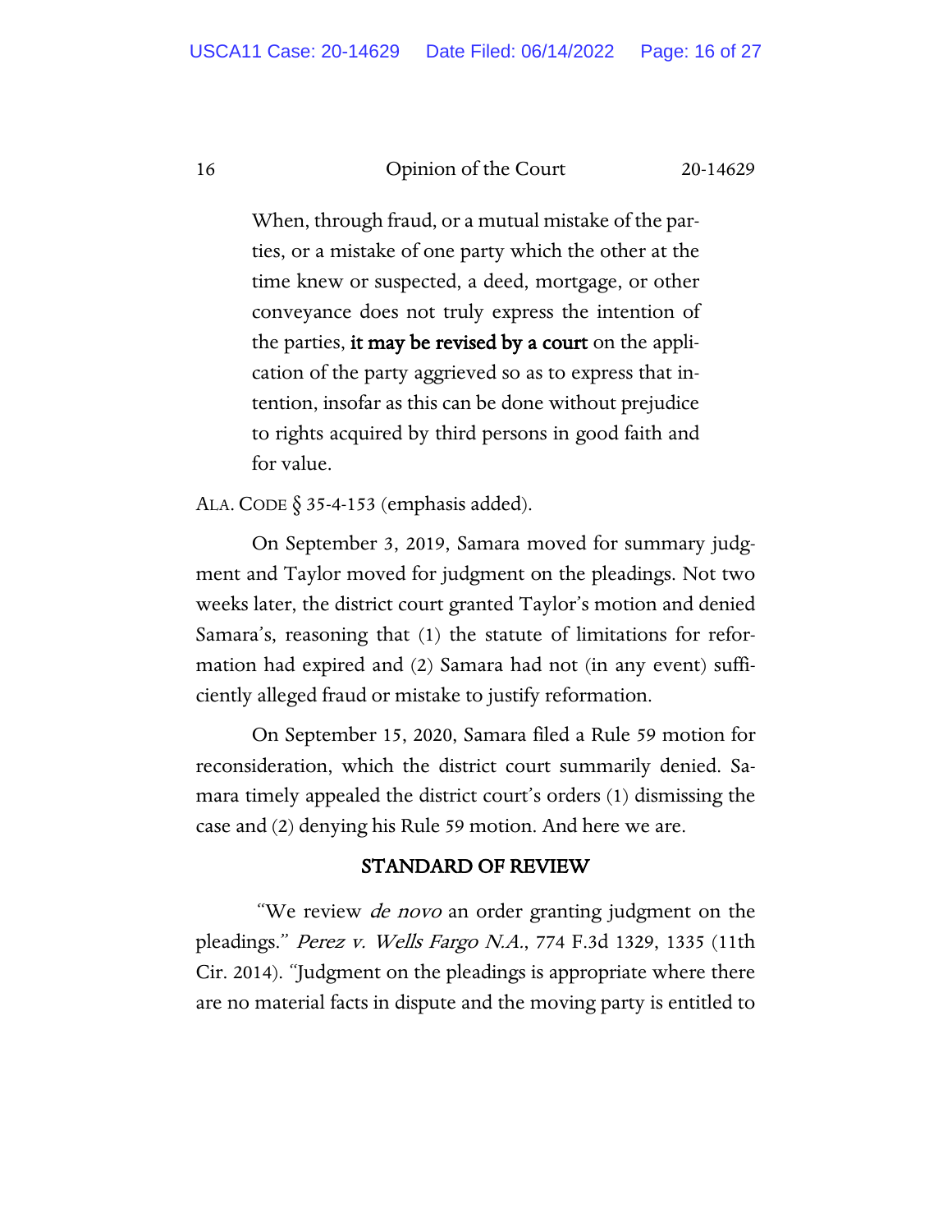> When, through fraud, or a mutual mistake of the parties, or a mistake of one party which the other at the time knew or suspected, a deed, mortgage, or other conveyance does not truly express the intention of the parties, **it may be revised by a court** on the application of the party aggrieved so as to express that intention, insofar as this can be done without prejudice to rights acquired by third persons in good faith and for value.

ALA. CODE § 35-4-153 (emphasis added).

On September 3, 2019, Samara moved for summary judgment and Taylor moved for judgment on the pleadings. Not two weeks later, the district court granted Taylor's motion and denied Samara's, reasoning that (1) the statute of limitations for reformation had expired and (2) Samara had not (in any event) sufficiently alleged fraud or mistake to justify reformation.

On September 15, 2020, Samara filed a Rule 59 motion for reconsideration, which the district court summarily denied. Samara timely appealed the district court's orders (1) dismissing the case and (2) denying his Rule 59 motion. And here we are.

## STANDARD OF REVIEW

"We review *de novo* an order granting judgment on the pleadings." *Perez v. Wells Fargo N.A.*, 774 F.3d 1329, 1335 (11th Cir. 2014). "Judgment on the pleadings is appropriate where there are no material facts in dispute and the moving party is entitled to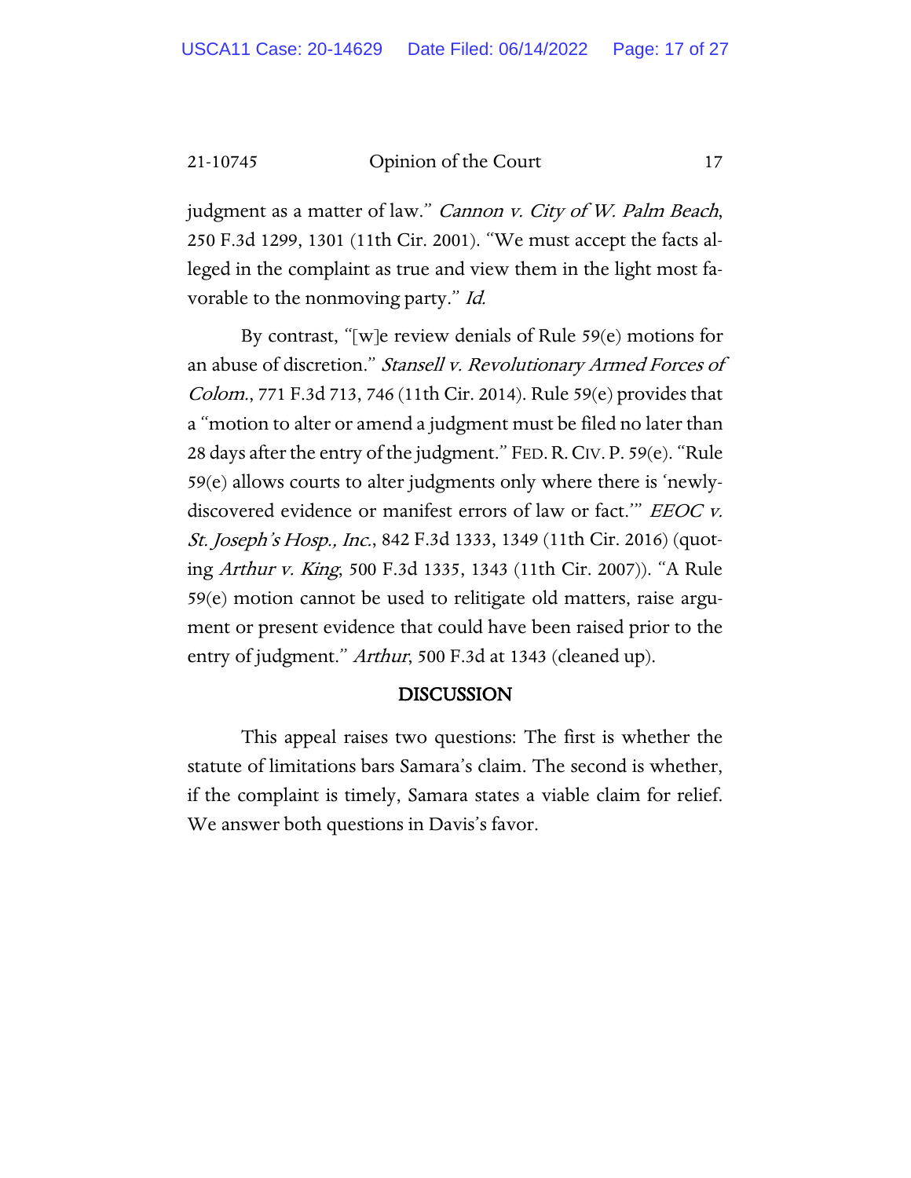judgment as a matter of law." *Cannon v. City of W. Palm Beach*, 250 F.3d 1299, 1301 (11th Cir. 2001). "We must accept the facts alleged in the complaint as true and view them in the light most favorable to the nonmoving party." *Id.*

By contrast, "[w]e review denials of Rule 59(e) motions for an abuse of discretion." *Stansell v. Revolutionary Armed Forces of Colom.*, 771 F.3d 713, 746 (11th Cir. 2014). Rule 59(e) provides that a "motion to alter or amend a judgment must be filed no later than 28 days after the entry of the judgment." FED. R. CIV. P. 59(e). "Rule 59(e) allows courts to alter judgments only where there is 'newly-discovered evidence or manifest errors of law or fact.'" *EEOC v. St. Joseph's Hosp., Inc.*, 842 F.3d 1333, 1349 (11th Cir. 2016) (quoting *Arthur v. King*, 500 F.3d 1335, 1343 (11th Cir. 2007)). "A Rule 59(e) motion cannot be used to relitigate old matters, raise argument or present evidence that could have been raised prior to the entry of judgment." *Arthur*, 500 F.3d at 1343 (cleaned up).

## DISCUSSION

This appeal raises two questions: The first is whether the statute of limitations bars Samara's claim. The second is whether, if the complaint is timely, Samara states a viable claim for relief. We answer both questions in Davis's favor.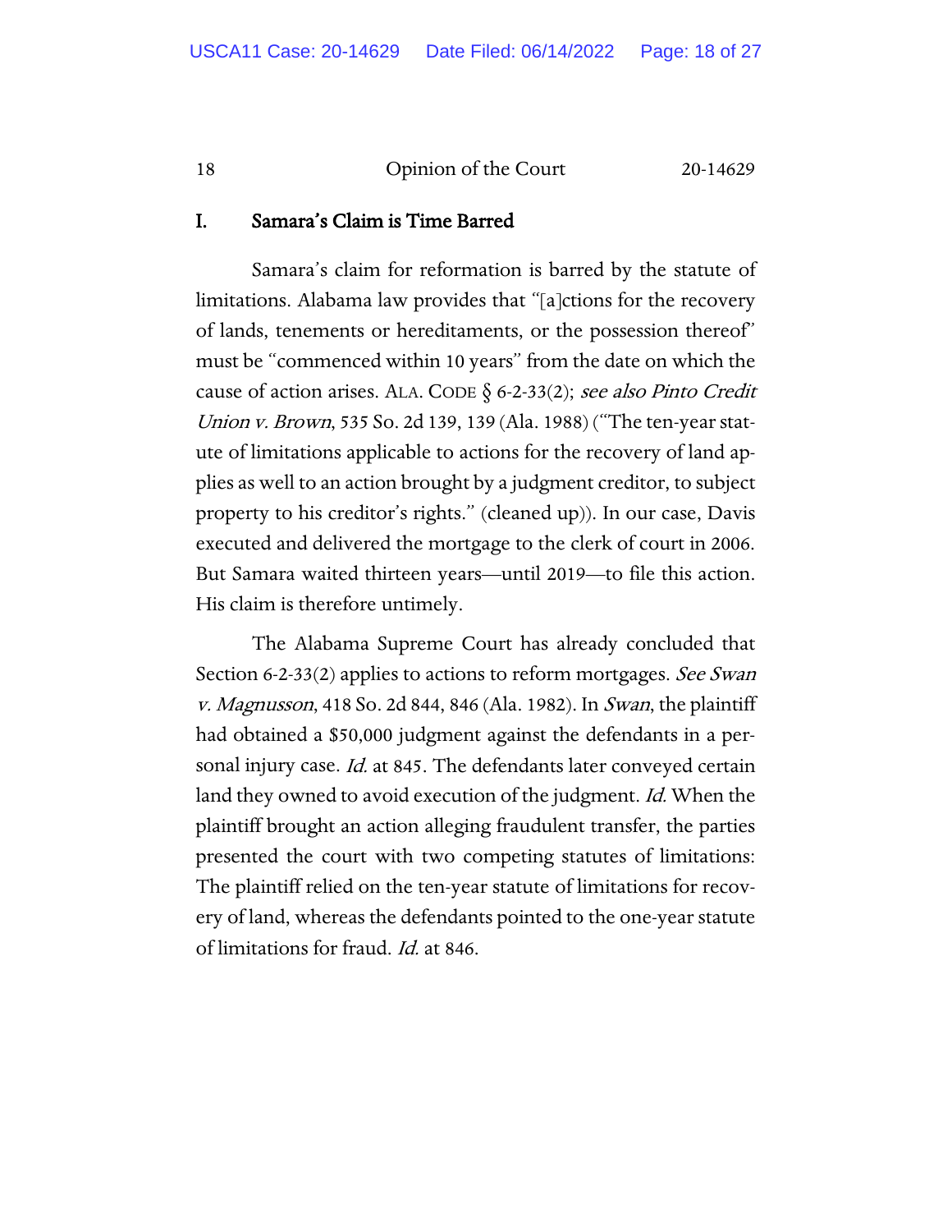## I. Samara's Claim is Time Barred

Samara's claim for reformation is barred by the statute of limitations. Alabama law provides that "[a]ctions for the recovery of lands, tenements or hereditaments, or the possession thereof" must be "commenced within 10 years" from the date on which the cause of action arises. ALA. CODE § 6-2-33(2); *see also Pinto Credit Union v. Brown*, 535 So. 2d 139, 139 (Ala. 1988) ("The ten-year statute of limitations applicable to actions for the recovery of land applies as well to an action brought by a judgment creditor, to subject property to his creditor's rights." (cleaned up)). In our case, Davis executed and delivered the mortgage to the clerk of court in 2006. But Samara waited thirteen years—until 2019—to file this action. His claim is therefore untimely.

The Alabama Supreme Court has already concluded that Section 6-2-33(2) applies to actions to reform mortgages. *See Swan v. Magnusson*, 418 So. 2d 844, 846 (Ala. 1982). In *Swan*, the plaintiff had obtained a $50,000 judgment against the defendants in a personal injury case. *Id.* at 845. The defendants later conveyed certain land they owned to avoid execution of the judgment. *Id.* When the plaintiff brought an action alleging fraudulent transfer, the parties presented the court with two competing statutes of limitations: The plaintiff relied on the ten-year statute of limitations for recovery of land, whereas the defendants pointed to the one-year statute of limitations for fraud. *Id.* at 846.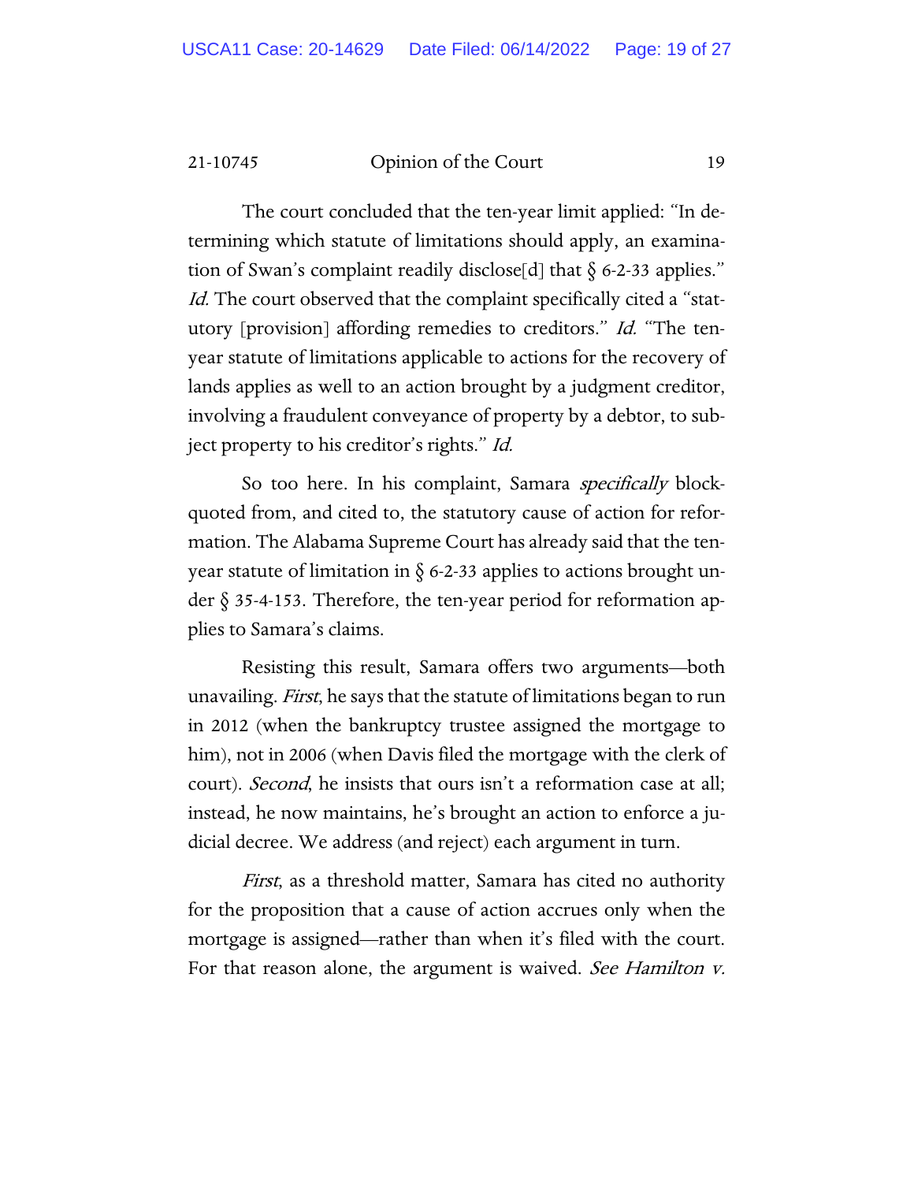The court concluded that the ten-year limit applied: "In determining which statute of limitations should apply, an examination of Swan's complaint readily disclose[d] that § 6-2-33 applies." *Id.* The court observed that the complaint specifically cited a "statutory [provision] affording remedies to creditors." *Id.* "The ten-year statute of limitations applicable to actions for the recovery of lands applies as well to an action brought by a judgment creditor, involving a fraudulent conveyance of property by a debtor, to subject property to his creditor's rights." *Id.*

So too here. In his complaint, Samara *specifically* block-quoted from, and cited to, the statutory cause of action for reformation. The Alabama Supreme Court has already said that the ten-year statute of limitation in § 6-2-33 applies to actions brought under § 35-4-153. Therefore, the ten-year period for reformation applies to Samara's claims.

Resisting this result, Samara offers two arguments—both unavailing. *First*, he says that the statute of limitations began to run in 2012 (when the bankruptcy trustee assigned the mortgage to him), not in 2006 (when Davis filed the mortgage with the clerk of court). *Second*, he insists that ours isn't a reformation case at all; instead, he now maintains, he's brought an action to enforce a judicial decree. We address (and reject) each argument in turn.

*First*, as a threshold matter, Samara has cited no authority for the proposition that a cause of action accrues only when the mortgage is assigned—rather than when it's filed with the court. For that reason alone, the argument is waived. *See Hamilton v.*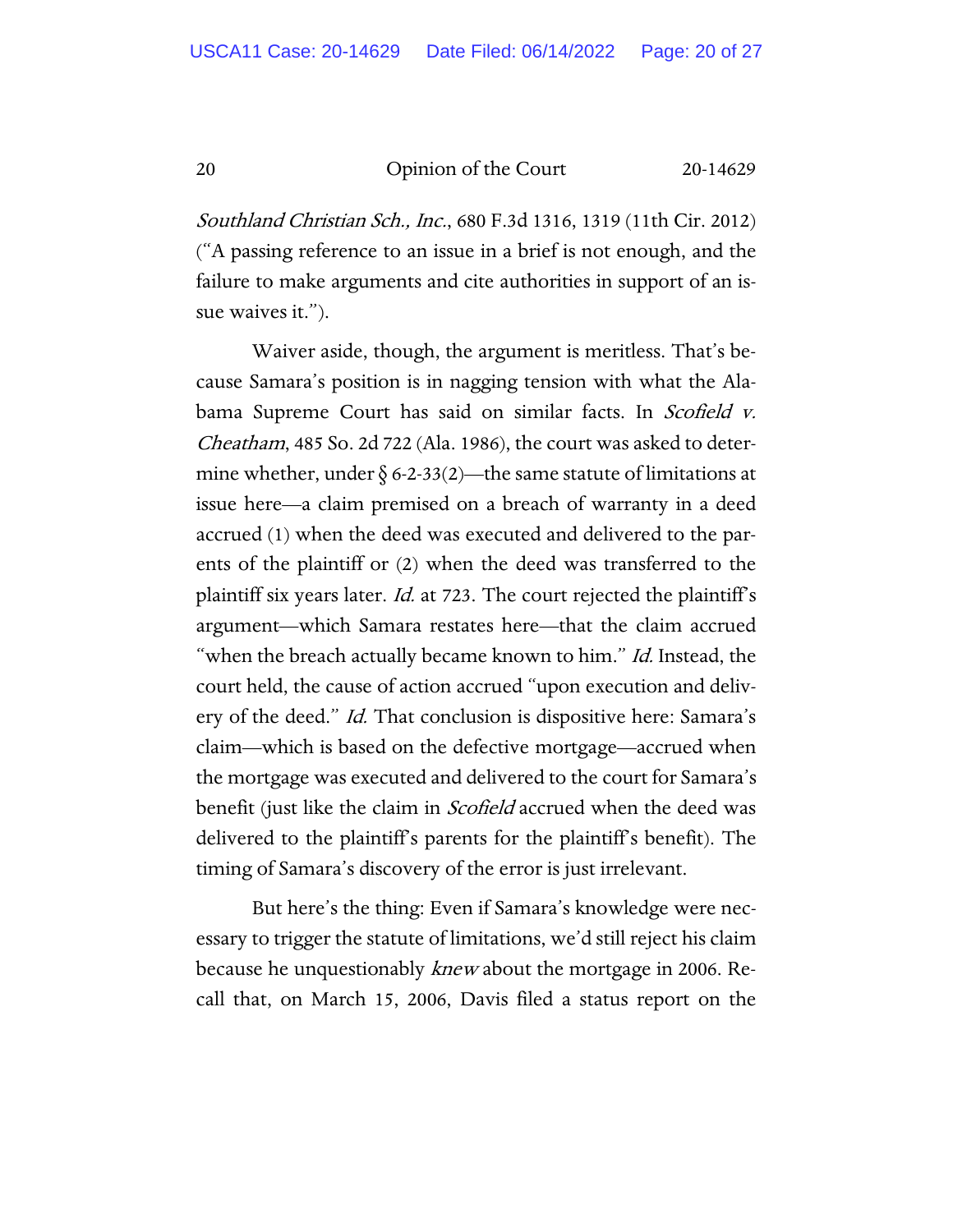*Southland Christian Sch., Inc.*, 680 F.3d 1316, 1319 (11th Cir. 2012) ("A passing reference to an issue in a brief is not enough, and the failure to make arguments and cite authorities in support of an issue waives it.").

Waiver aside, though, the argument is meritless. That's because Samara's position is in nagging tension with what the Alabama Supreme Court has said on similar facts. In *Scofield v. Cheatham*, 485 So. 2d 722 (Ala. 1986), the court was asked to determine whether, under § 6-2-33(2)—the same statute of limitations at issue here—a claim premised on a breach of warranty in a deed accrued (1) when the deed was executed and delivered to the parents of the plaintiff or (2) when the deed was transferred to the plaintiff six years later. *Id.* at 723. The court rejected the plaintiff's argument—which Samara restates here—that the claim accrued "when the breach actually became known to him." *Id.* Instead, the court held, the cause of action accrued "upon execution and delivery of the deed." *Id.* That conclusion is dispositive here: Samara's claim—which is based on the defective mortgage—accrued when the mortgage was executed and delivered to the court for Samara's benefit (just like the claim in *Scofield* accrued when the deed was delivered to the plaintiff's parents for the plaintiff's benefit). The timing of Samara's discovery of the error is just irrelevant.

But here's the thing: Even if Samara's knowledge were necessary to trigger the statute of limitations, we'd still reject his claim because he unquestionably *knew* about the mortgage in 2006. Recall that, on March 15, 2006, Davis filed a status report on the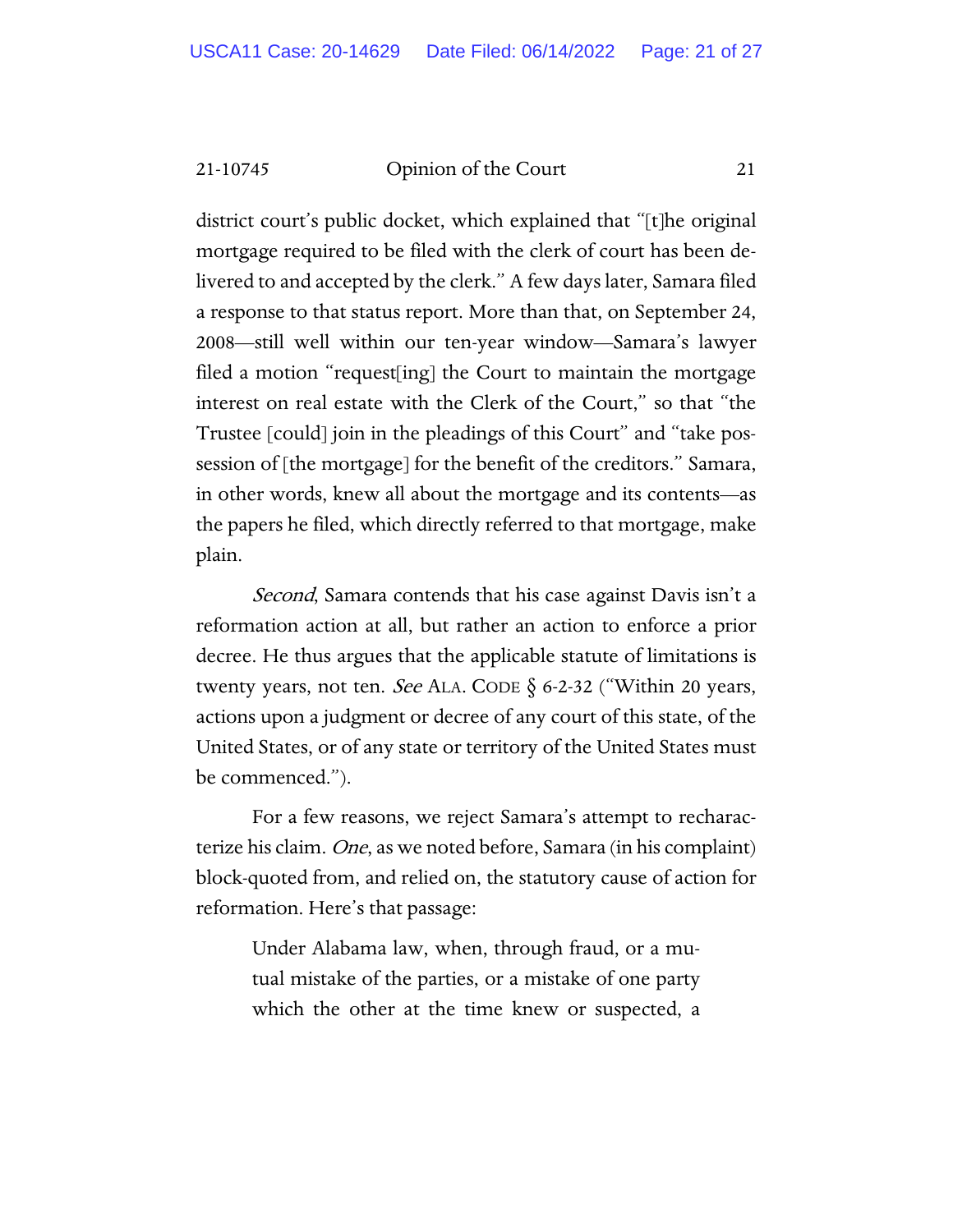district court's public docket, which explained that "[t]he original mortgage required to be filed with the clerk of court has been delivered to and accepted by the clerk." A few days later, Samara filed a response to that status report. More than that, on September 24, 2008—still well within our ten-year window—Samara's lawyer filed a motion "request[ing] the Court to maintain the mortgage interest on real estate with the Clerk of the Court," so that "the Trustee [could] join in the pleadings of this Court" and "take possession of [the mortgage] for the benefit of the creditors." Samara, in other words, knew all about the mortgage and its contents—as the papers he filed, which directly referred to that mortgage, make plain.

*Second*, Samara contends that his case against Davis isn't a reformation action at all, but rather an action to enforce a prior decree. He thus argues that the applicable statute of limitations is twenty years, not ten. *See* ALA. CODE § 6-2-32 ("Within 20 years, actions upon a judgment or decree of any court of this state, of the United States, or of any state or territory of the United States must be commenced.").

For a few reasons, we reject Samara's attempt to recharacterize his claim. *One*, as we noted before, Samara (in his complaint) block-quoted from, and relied on, the statutory cause of action for reformation. Here's that passage:

> Under Alabama law, when, through fraud, or a mutual mistake of the parties, or a mistake of one party which the other at the time knew or suspected, a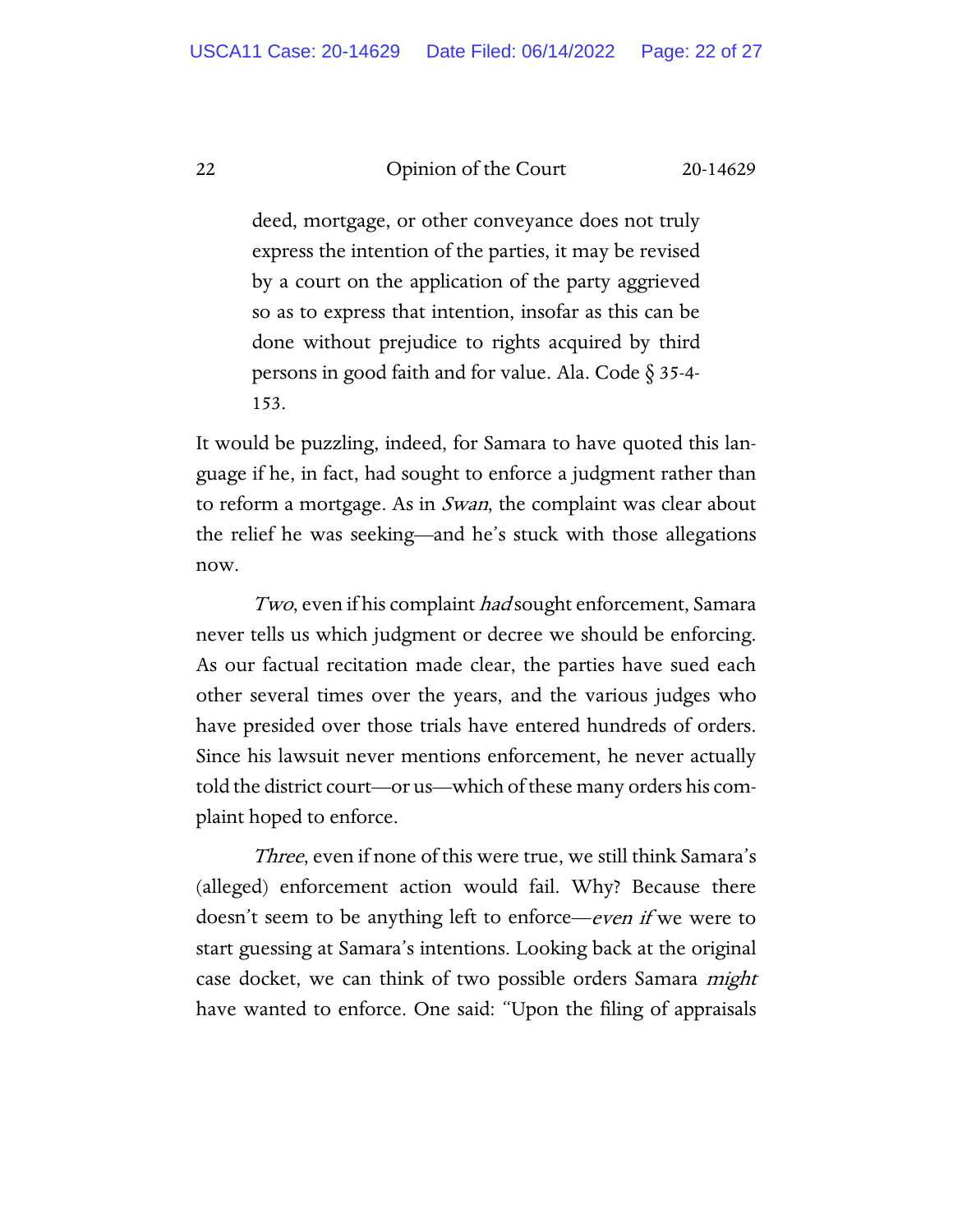> deed, mortgage, or other conveyance does not truly express the intention of the parties, it may be revised by a court on the application of the party aggrieved so as to express that intention, insofar as this can be done without prejudice to rights acquired by third persons in good faith and for value. Ala. Code § 35-4-153.

It would be puzzling, indeed, for Samara to have quoted this language if he, in fact, had sought to enforce a judgment rather than to reform a mortgage. As in *Swan*, the complaint was clear about the relief he was seeking—and he's stuck with those allegations now.

*Two*, even if his complaint *had* sought enforcement, Samara never tells us which judgment or decree we should be enforcing. As our factual recitation made clear, the parties have sued each other several times over the years, and the various judges who have presided over those trials have entered hundreds of orders. Since his lawsuit never mentions enforcement, he never actually told the district court—or us—which of these many orders his complaint hoped to enforce.

*Three*, even if none of this were true, we still think Samara's (alleged) enforcement action would fail. Why? Because there doesn't seem to be anything left to enforce—*even if* we were to start guessing at Samara's intentions. Looking back at the original case docket, we can think of two possible orders Samara *might* have wanted to enforce. One said: "Upon the filing of appraisals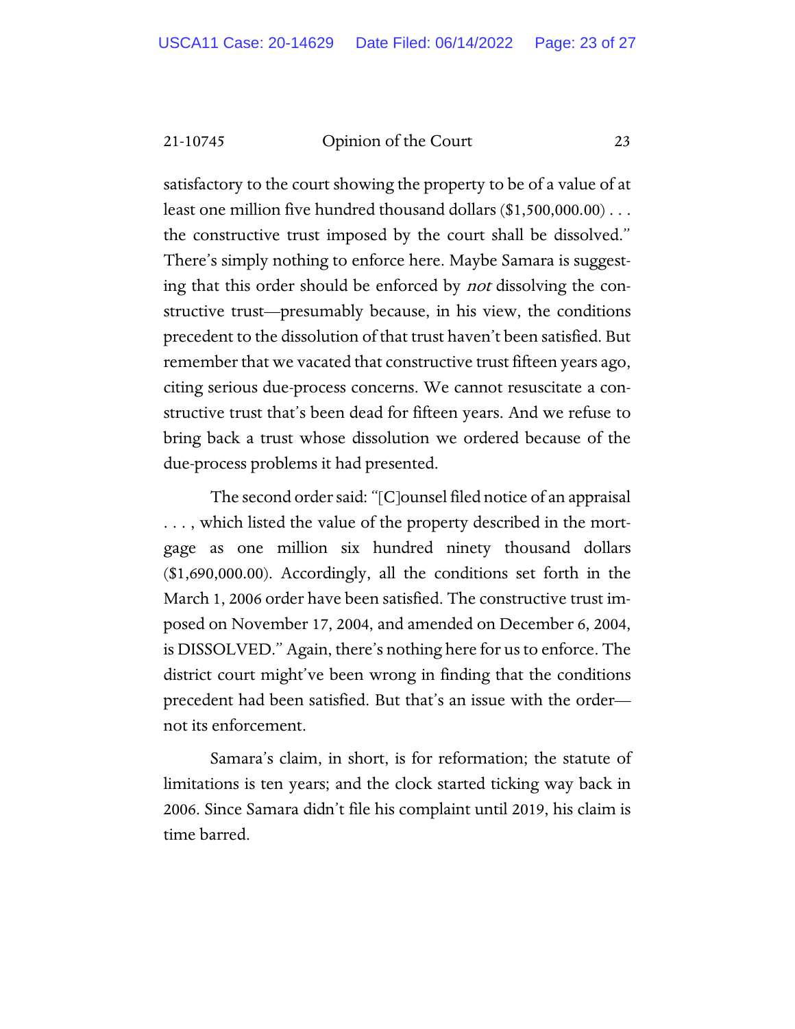satisfactory to the court showing the property to be of a value of at least one million five hundred thousand dollars ($1,500,000.00) . . . the constructive trust imposed by the court shall be dissolved." There's simply nothing to enforce here. Maybe Samara is suggesting that this order should be enforced by *not* dissolving the constructive trust—presumably because, in his view, the conditions precedent to the dissolution of that trust haven't been satisfied. But remember that we vacated that constructive trust fifteen years ago, citing serious due-process concerns. We cannot resuscitate a constructive trust that's been dead for fifteen years. And we refuse to bring back a trust whose dissolution we ordered because of the due-process problems it had presented.

The second order said: "[C]ounsel filed notice of an appraisal . . . , which listed the value of the property described in the mortgage as one million six hundred ninety thousand dollars ($1,690,000.00). Accordingly, all the conditions set forth in the March 1, 2006 order have been satisfied. The constructive trust imposed on November 17, 2004, and amended on December 6, 2004, is DISSOLVED." Again, there's nothing here for us to enforce. The district court might've been wrong in finding that the conditions precedent had been satisfied. But that's an issue with the order—not its enforcement.

Samara's claim, in short, is for reformation; the statute of limitations is ten years; and the clock started ticking way back in 2006. Since Samara didn't file his complaint until 2019, his claim is time barred.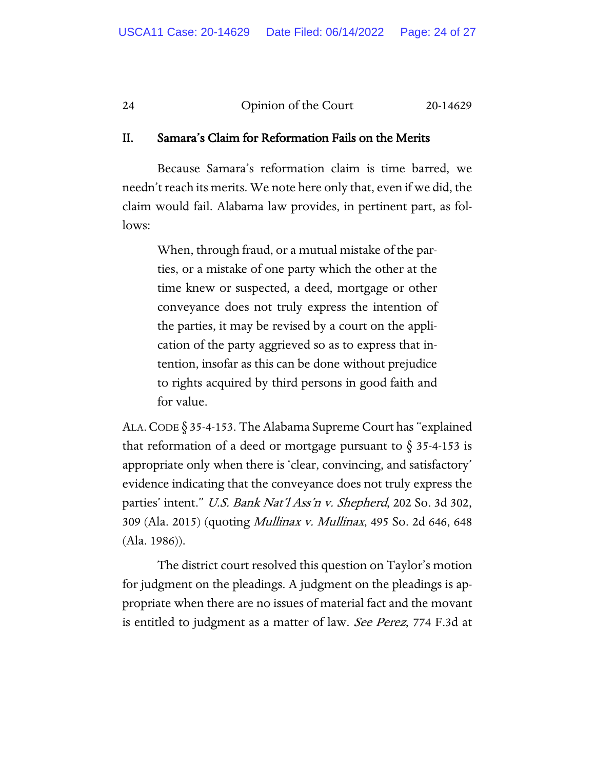## II. Samara's Claim for Reformation Fails on the Merits

Because Samara's reformation claim is time barred, we needn't reach its merits. We note here only that, even if we did, the claim would fail. Alabama law provides, in pertinent part, as follows:

> When, through fraud, or a mutual mistake of the parties, or a mistake of one party which the other at the time knew or suspected, a deed, mortgage or other conveyance does not truly express the intention of the parties, it may be revised by a court on the application of the party aggrieved so as to express that intention, insofar as this can be done without prejudice to rights acquired by third persons in good faith and for value.

ALA. CODE § 35-4-153. The Alabama Supreme Court has "explained that reformation of a deed or mortgage pursuant to § 35-4-153 is appropriate only when there is 'clear, convincing, and satisfactory' evidence indicating that the conveyance does not truly express the parties' intent." *U.S. Bank Nat'l Ass'n v. Shepherd*, 202 So. 3d 302, 309 (Ala. 2015) (quoting *Mullinax v. Mullinax*, 495 So. 2d 646, 648 (Ala. 1986)).

The district court resolved this question on Taylor's motion for judgment on the pleadings. A judgment on the pleadings is appropriate when there are no issues of material fact and the movant is entitled to judgment as a matter of law. *See Perez*, 774 F.3d at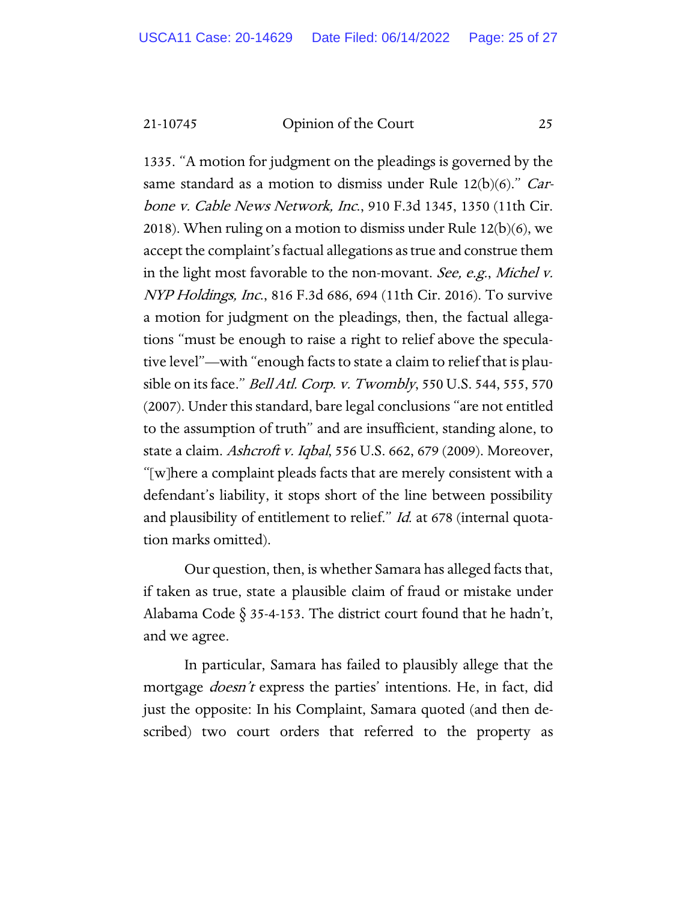1335. "A motion for judgment on the pleadings is governed by the same standard as a motion to dismiss under Rule 12(b)(6)." *Carbone v. Cable News Network, Inc.*, 910 F.3d 1345, 1350 (11th Cir. 2018). When ruling on a motion to dismiss under Rule 12(b)(6), we accept the complaint's factual allegations as true and construe them in the light most favorable to the non-movant. *See, e.g.*, *Michel v. NYP Holdings, Inc.*, 816 F.3d 686, 694 (11th Cir. 2016). To survive a motion for judgment on the pleadings, then, the factual allegations "must be enough to raise a right to relief above the speculative level"—with "enough facts to state a claim to relief that is plausible on its face." *Bell Atl. Corp. v. Twombly*, 550 U.S. 544, 555, 570 (2007). Under this standard, bare legal conclusions "are not entitled to the assumption of truth" and are insufficient, standing alone, to state a claim. *Ashcroft v. Iqbal*, 556 U.S. 662, 679 (2009). Moreover, "[w]here a complaint pleads facts that are merely consistent with a defendant's liability, it stops short of the line between possibility and plausibility of entitlement to relief." *Id.* at 678 (internal quotation marks omitted).

Our question, then, is whether Samara has alleged facts that, if taken as true, state a plausible claim of fraud or mistake under Alabama Code § 35-4-153. The district court found that he hadn't, and we agree.

In particular, Samara has failed to plausibly allege that the mortgage *doesn't* express the parties' intentions. He, in fact, did just the opposite: In his Complaint, Samara quoted (and then described) two court orders that referred to the property as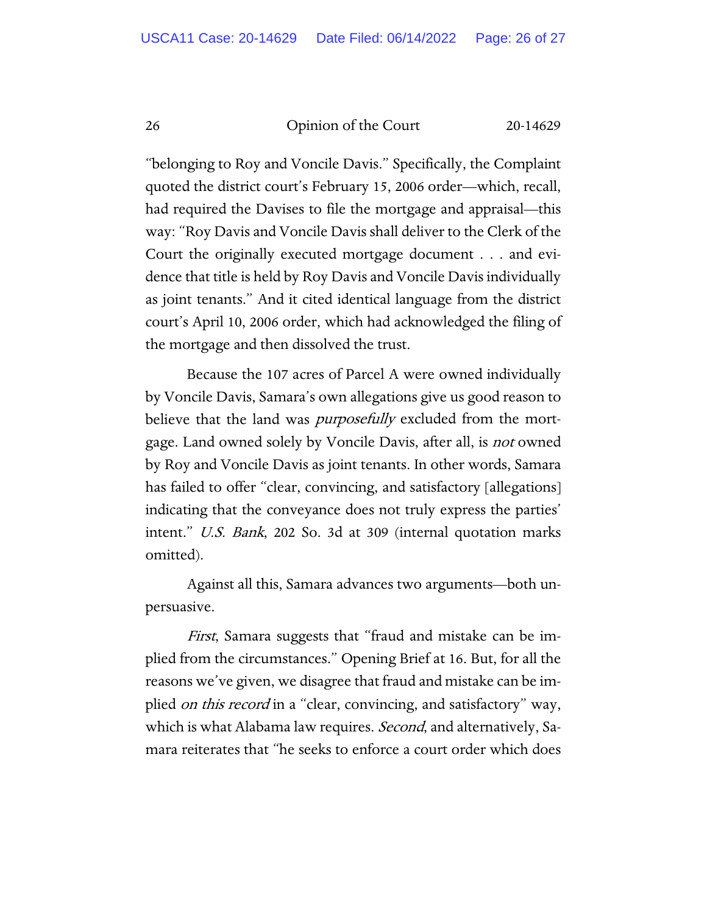"belonging to Roy and Voncile Davis." Specifically, the Complaint quoted the district court's February 15, 2006 order—which, recall, had required the Davises to file the mortgage and appraisal—this way: "Roy Davis and Voncile Davis shall deliver to the Clerk of the Court the originally executed mortgage document . . . and evidence that title is held by Roy Davis and Voncile Davis individually as joint tenants." And it cited identical language from the district court's April 10, 2006 order, which had acknowledged the filing of the mortgage and then dissolved the trust.

Because the 107 acres of Parcel A were owned individually by Voncile Davis, Samara's own allegations give us good reason to believe that the land was *purposefully* excluded from the mortgage. Land owned solely by Voncile Davis, after all, is *not* owned by Roy and Voncile Davis as joint tenants. In other words, Samara has failed to offer "clear, convincing, and satisfactory [allegations] indicating that the conveyance does not truly express the parties' intent." *U.S. Bank*, 202 So. 3d at 309 (internal quotation marks omitted).

Against all this, Samara advances two arguments—both unpersuasive.

*First*, Samara suggests that "fraud and mistake can be implied from the circumstances." Opening Brief at 16. But, for all the reasons we've given, we disagree that fraud and mistake can be implied *on this record* in a "clear, convincing, and satisfactory" way, which is what Alabama law requires. *Second*, and alternatively, Samara reiterates that "he seeks to enforce a court order which does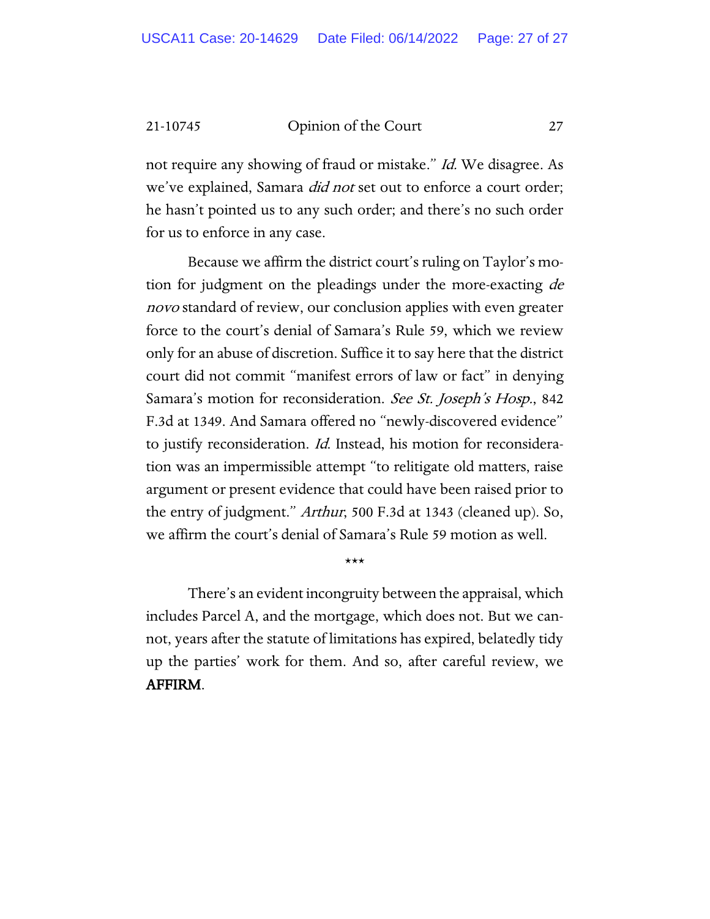not require any showing of fraud or mistake." *Id.* We disagree. As we've explained, Samara *did not* set out to enforce a court order; he hasn't pointed us to any such order; and there's no such order for us to enforce in any case.

Because we affirm the district court's ruling on Taylor's motion for judgment on the pleadings under the more-exacting *de novo* standard of review, our conclusion applies with even greater force to the court's denial of Samara's Rule 59, which we review only for an abuse of discretion. Suffice it to say here that the district court did not commit "manifest errors of law or fact" in denying Samara's motion for reconsideration. *See St. Joseph's Hosp.*, 842 F.3d at 1349. And Samara offered no "newly-discovered evidence" to justify reconsideration. *Id.* Instead, his motion for reconsideration was an impermissible attempt "to relitigate old matters, raise argument or present evidence that could have been raised prior to the entry of judgment." *Arthur*, 500 F.3d at 1343 (cleaned up). So, we affirm the court's denial of Samara's Rule 59 motion as well.

\*\*\*

There's an evident incongruity between the appraisal, which includes Parcel A, and the mortgage, which does not. But we cannot, years after the statute of limitations has expired, belatedly tidy up the parties' work for them. And so, after careful review, we **AFFIRM**.